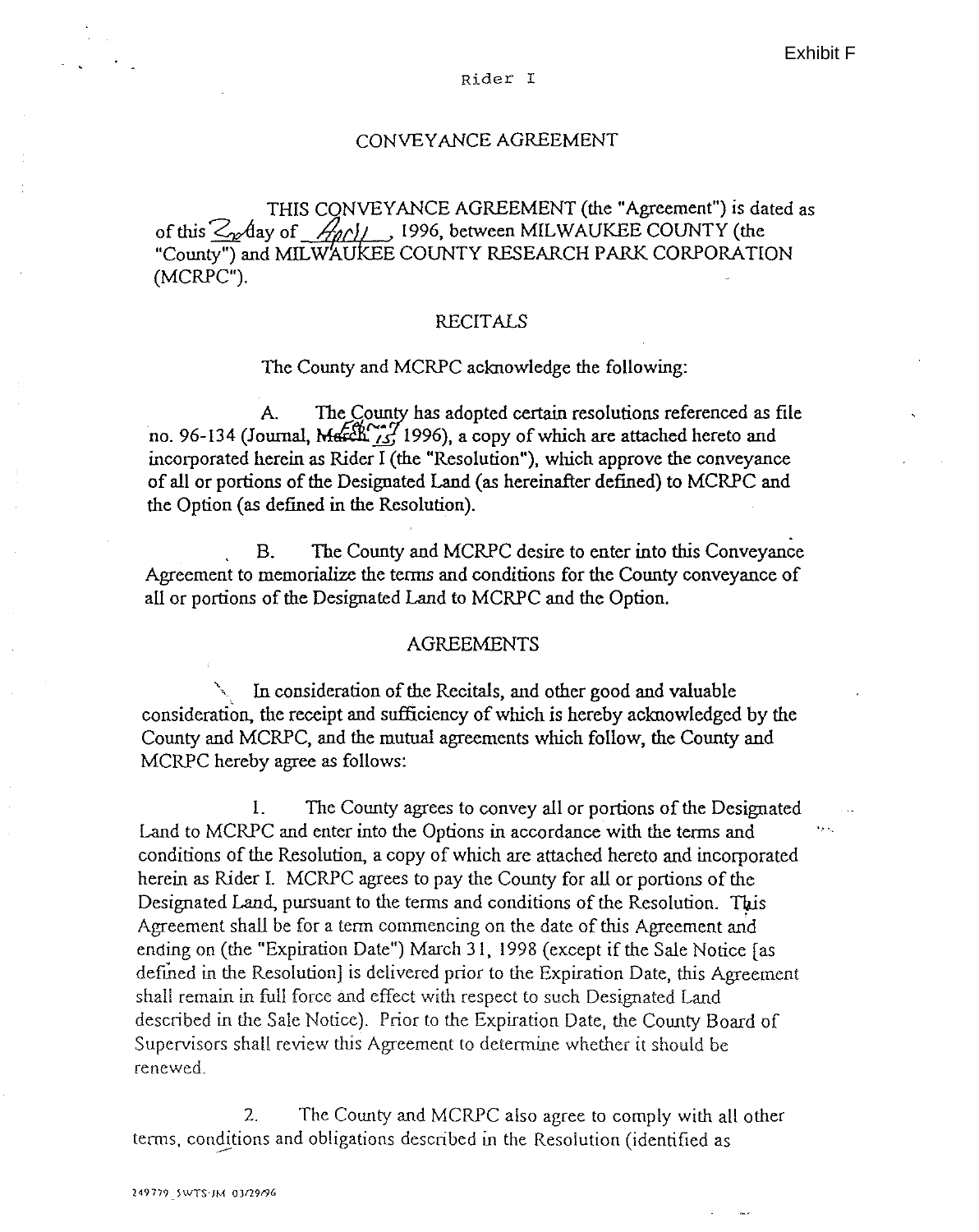Exhibit F

Rider I

# CONVEYANCE AGREEMENT

THIS CONVEYANCE AGREEMENT (the "Agreement") is dated as of this 22 day of April, 1996, between MILWAUKEE COUNTY (the "County") and MILWAUKEE COUNTY RESEARCH PARK CORPORATION (MCRPC").

## RECITALS

The County and MCRPC acknowledge the following:

A. The County has adopted certain resolutions referenced as file no. 96-134 (Journal, ~~March~~ February 15, 1996), a copy of which are attached hereto and incorporated herein as Rider I (the "Resolution"), which approve the conveyance of all or portions of the Designated Land (as hereinafter defined) to MCRPC and the Option (as defined in the Resolution).

B. The County and MCRPC desire to enter into this Conveyance Agreement to memorialize the terms and conditions for the County conveyance of all or portions of the Designated Land to MCRPC and the Option.

## AGREEMENTS

In consideration of the Recitals, and other good and valuable consideration, the receipt and sufficiency of which is hereby acknowledged by the County and MCRPC, and the mutual agreements which follow, the County and MCRPC hereby agree as follows:

1. The County agrees to convey all or portions of the Designated Land to MCRPC and enter into the Options in accordance with the terms and conditions of the Resolution, a copy of which are attached hereto and incorporated herein as Rider I. MCRPC agrees to pay the County for all or portions of the Designated Land, pursuant to the terms and conditions of the Resolution. This Agreement shall be for a term commencing on the date of this Agreement and ending on (the "Expiration Date") March 31, 1998 (except if the Sale Notice [as defined in the Resolution] is delivered prior to the Expiration Date, this Agreement shall remain in full force and effect with respect to such Designated Land described in the Sale Notice). Prior to the Expiration Date, the County Board of Supervisors shall review this Agreement to determine whether it should be renewed.

2. The County and MCRPC also agree to comply with all other terms, conditions and obligations described in the Resolution (identified as

249779_SWTS:JM 03/29/96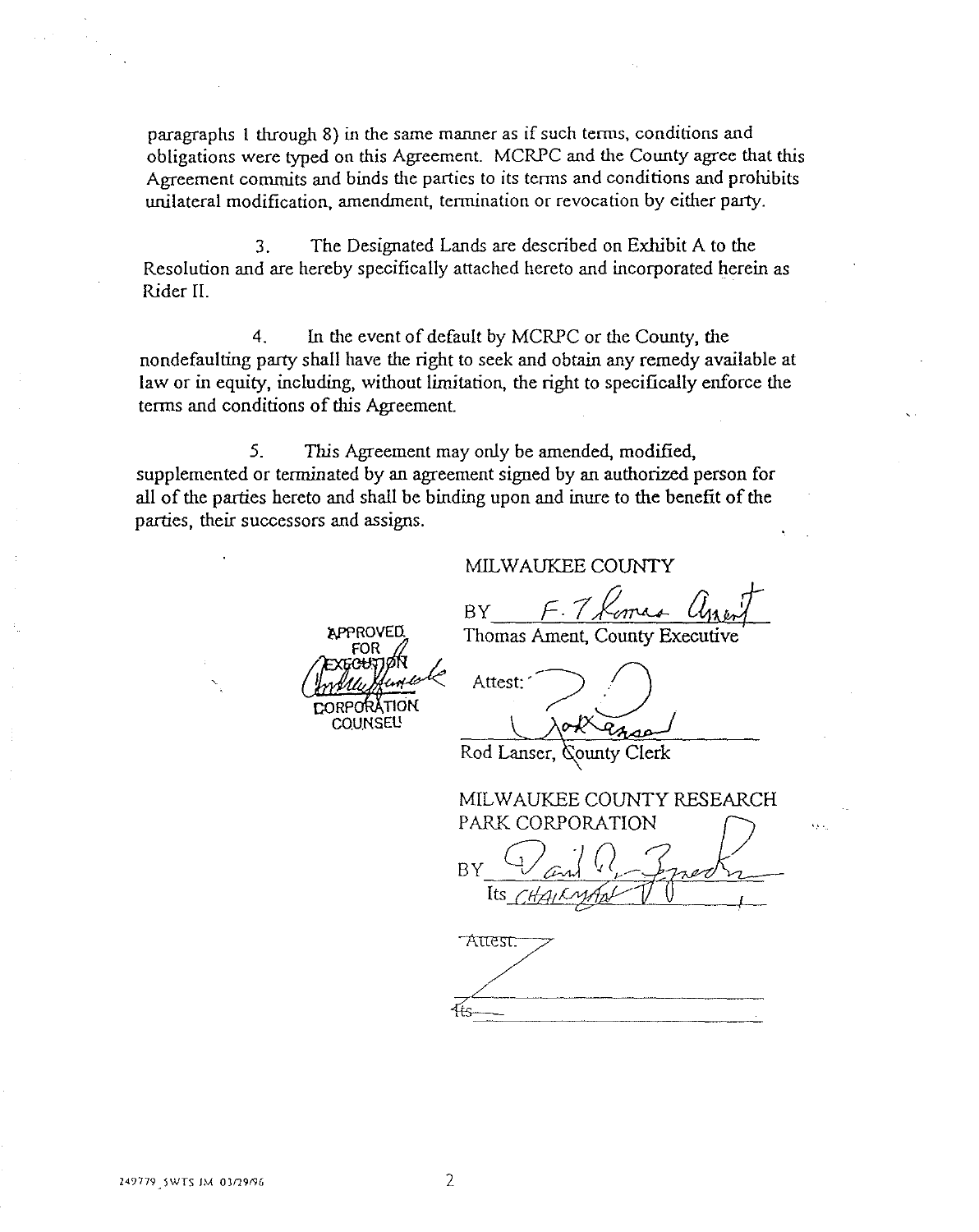paragraphs 1 through 8) in the same manner as if such terms, conditions and obligations were typed on this Agreement. MCRPC and the County agree that this Agreement commits and binds the parties to its terms and conditions and prohibits unilateral modification, amendment, termination or revocation by either party.

3. The Designated Lands are described on Exhibit A to the Resolution and are hereby specifically attached hereto and incorporated herein as Rider II.

4. In the event of default by MCRPC or the County, the nondefaulting party shall have the right to seek and obtain any remedy available at law or in equity, including, without limitation, the right to specifically enforce the terms and conditions of this Agreement.

5. This Agreement may only be amended, modified, supplemented or terminated by an agreement signed by an authorized person for all of the parties hereto and shall be binding upon and inure to the benefit of the parties, their successors and assigns.

APPROVED FOR EXECUTION

[signature]

CORPORATION COUNSEL

MILWAUKEE COUNTY

BY F. Thomas Ament
Thomas Ament, County Executive

Attest: [signature]
Rod Lanser, County Clerk

MILWAUKEE COUNTY RESEARCH PARK CORPORATION

BY [signature]
Its CHAIRMAN

Attest:

Its

249779_5WTS JM 03/29/96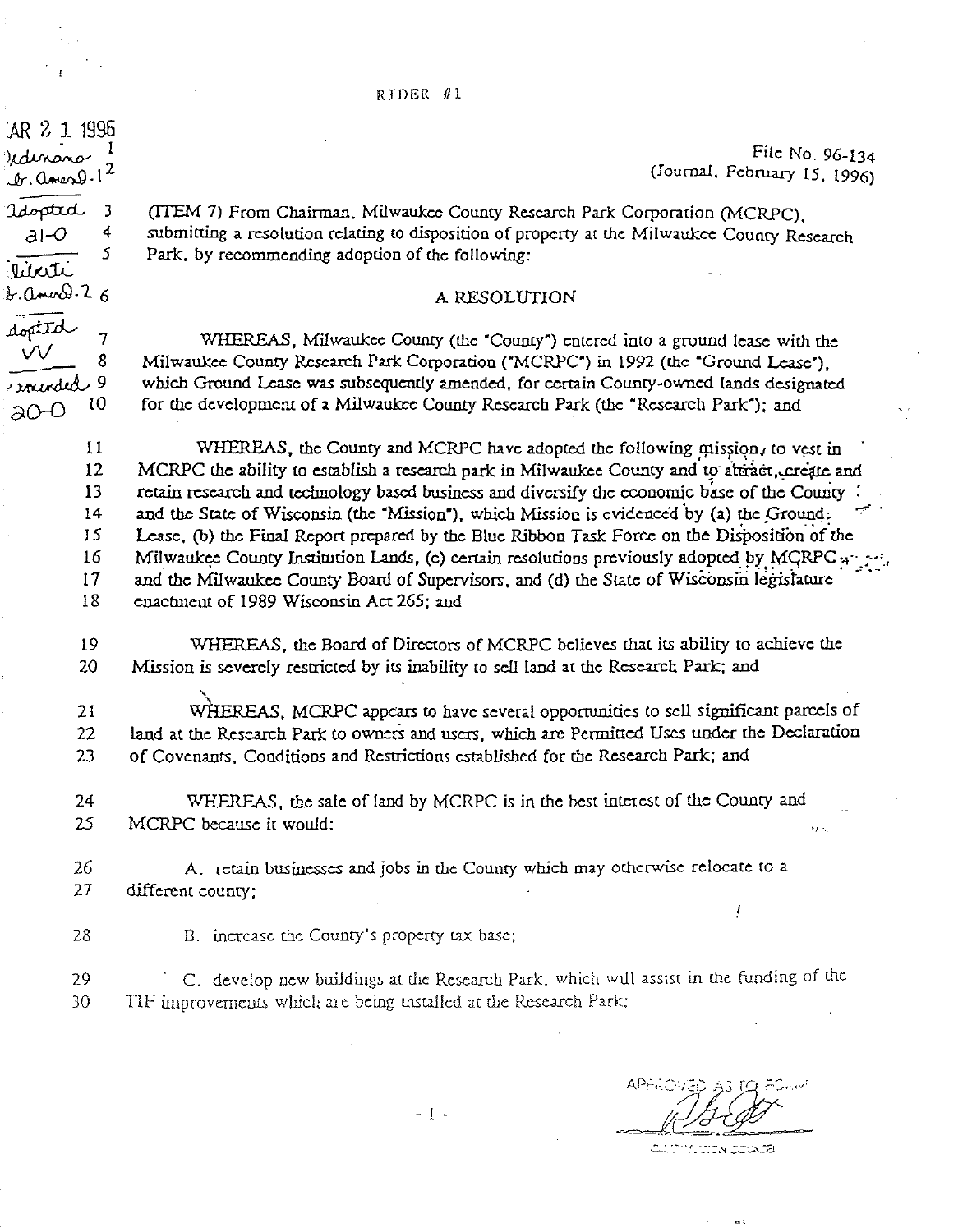RIDER #1

MAR 2 1 1996

File No. 96-134
(Journal, February 15, 1996)

(ITEM 7) From Chairman, Milwaukee County Research Park Corporation (MCRPC), submitting a resolution relating to disposition of property at the Milwaukee County Research Park, by recommending adoption of the following:

## A RESOLUTION

WHEREAS, Milwaukee County (the "County") entered into a ground lease with the Milwaukee County Research Park Corporation ("MCRPC") in 1992 (the "Ground Lease"), which Ground Lease was subsequently amended, for certain County-owned lands designated for the development of a Milwaukee County Research Park (the "Research Park"); and

WHEREAS, the County and MCRPC have adopted the following mission, to vest in MCRPC the ability to establish a research park in Milwaukee County and to attract, create and retain research and technology based business and diversify the economic base of the County and the State of Wisconsin (the "Mission"), which Mission is evidenced by (a) the Ground Lease, (b) the Final Report prepared by the Blue Ribbon Task Force on the Disposition of the Milwaukee County Institution Lands, (c) certain resolutions previously adopted by MCRPC and the Milwaukee County Board of Supervisors, and (d) the State of Wisconsin legislature enactment of 1989 Wisconsin Act 265; and

WHEREAS, the Board of Directors of MCRPC believes that its ability to achieve the Mission is severely restricted by its inability to sell land at the Research Park; and

WHEREAS, MCRPC appears to have several opportunities to sell significant parcels of land at the Research Park to owners and users, which are Permitted Uses under the Declaration of Covenants, Conditions and Restrictions established for the Research Park; and

WHEREAS, the sale of land by MCRPC is in the best interest of the County and MCRPC because it would:

A. retain businesses and jobs in the County which may otherwise relocate to a different county;

B. increase the County's property tax base;

C. develop new buildings at the Research Park, which will assist in the funding of the TIF improvements which are being installed at the Research Park;

APPROVED AS TO FORM

CORPORATION COUNSEL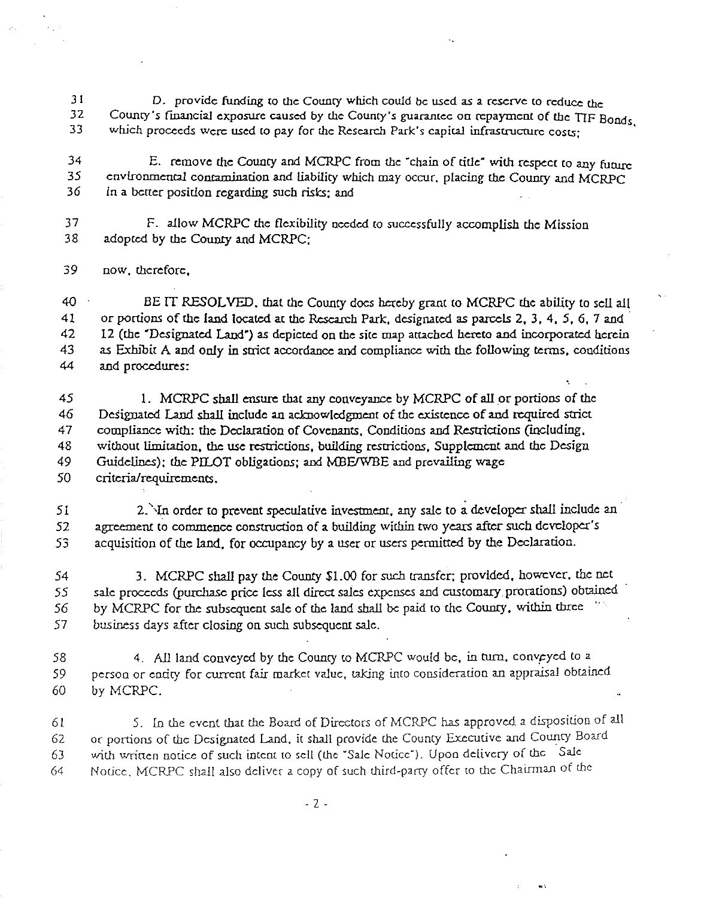D. provide funding to the County which could be used as a reserve to reduce the County's financial exposure caused by the County's guarantee on repayment of the TIF Bonds, which proceeds were used to pay for the Research Park's capital infrastructure costs;

E. remove the County and MCRPC from the "chain of title" with respect to any future environmental contamination and liability which may occur, placing the County and MCRPC in a better position regarding such risks; and

F. allow MCRPC the flexibility needed to successfully accomplish the Mission adopted by the County and MCRPC;

now, therefore,

BE IT RESOLVED, that the County does hereby grant to MCRPC the ability to sell all or portions of the land located at the Research Park, designated as parcels 2, 3, 4, 5, 6, 7 and 12 (the "Designated Land") as depicted on the site map attached hereto and incorporated herein as Exhibit A and only in strict accordance and compliance with the following terms, conditions and procedures:

1. MCRPC shall ensure that any conveyance by MCRPC of all or portions of the Designated Land shall include an acknowledgment of the existence of and required strict compliance with: the Declaration of Covenants, Conditions and Restrictions (including, without limitation, the use restrictions, building restrictions, Supplement and the Design Guidelines); the PILOT obligations; and MBE/WBE and prevailing wage criteria/requirements.

2. In order to prevent speculative investment, any sale to a developer shall include an agreement to commence construction of a building within two years after such developer's acquisition of the land, for occupancy by a user or users permitted by the Declaration.

3. MCRPC shall pay the County $1.00 for such transfer; provided, however, the net sale proceeds (purchase price less all direct sales expenses and customary prorations) obtained by MCRPC for the subsequent sale of the land shall be paid to the County, within three business days after closing on such subsequent sale.

4. All land conveyed by the County to MCRPC would be, in turn, conveyed to a person or entity for current fair market value, taking into consideration an appraisal obtained by MCRPC.

5. In the event that the Board of Directors of MCRPC has approved a disposition of all or portions of the Designated Land, it shall provide the County Executive and County Board with written notice of such intent to sell (the "Sale Notice"). Upon delivery of the Sale Notice, MCRPC shall also deliver a copy of such third-party offer to the Chairman of the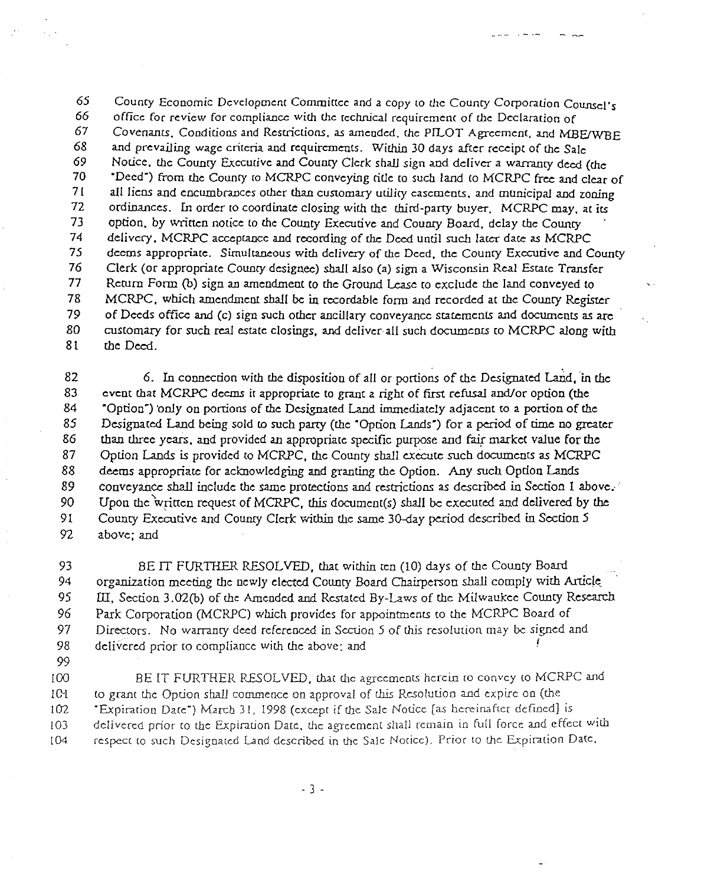65 County Economic Development Committee and a copy to the County Corporation Counsel's
66 office for review for compliance with the technical requirement of the Declaration of
67 Covenants, Conditions and Restrictions, as amended, the PILOT Agreement, and MBE/WBE
68 and prevailing wage criteria and requirements. Within 30 days after receipt of the Sale
69 Notice, the County Executive and County Clerk shall sign and deliver a warranty deed (the
70 "Deed") from the County to MCRPC conveying title to such land to MCRPC free and clear of
71 all liens and encumbrances other than customary utility easements, and municipal and zoning
72 ordinances. In order to coordinate closing with the third-party buyer, MCRPC may, at its
73 option, by written notice to the County Executive and County Board, delay the County
74 delivery, MCRPC acceptance and recording of the Deed until such later date as MCRPC
75 deems appropriate. Simultaneous with delivery of the Deed, the County Executive and County
76 Clerk (or appropriate County designee) shall also (a) sign a Wisconsin Real Estate Transfer
77 Return Form (b) sign an amendment to the Ground Lease to exclude the land conveyed to
78 MCRPC, which amendment shall be in recordable form and recorded at the County Register
79 of Deeds office and (c) sign such other ancillary conveyance statements and documents as are
80 customary for such real estate closings, and deliver all such documents to MCRPC along with
81 the Deed.

82 6. In connection with the disposition of all or portions of the Designated Land, in the
83 event that MCRPC deems it appropriate to grant a right of first refusal and/or option (the
84 "Option") only on portions of the Designated Land immediately adjacent to a portion of the
85 Designated Land being sold to such party (the "Option Lands") for a period of time no greater
86 than three years, and provided an appropriate specific purpose and fair market value for the
87 Option Lands is provided to MCRPC, the County shall execute such documents as MCRPC
88 deems appropriate for acknowledging and granting the Option. Any such Option Lands
89 conveyance shall include the same protections and restrictions as described in Section 1 above.
90 Upon the written request of MCRPC, this document(s) shall be executed and delivered by the
91 County Executive and County Clerk within the same 30-day period described in Section 5
92 above; and

93 BE IT FURTHER RESOLVED, that within ten (10) days of the County Board
94 organization meeting the newly elected County Board Chairperson shall comply with Article
95 III, Section 3.02(b) of the Amended and Restated By-Laws of the Milwaukee County Research
96 Park Corporation (MCRPC) which provides for appointments to the MCRPC Board of
97 Directors. No warranty deed referenced in Section 5 of this resolution may be signed and
98 delivered prior to compliance with the above; and
99
100 BE IT FURTHER RESOLVED, that the agreements herein to convey to MCRPC and
101 to grant the Option shall commence on approval of this Resolution and expire on (the
102 "Expiration Date") March 31, 1998 (except if the Sale Notice [as hereinafter defined] is
103 delivered prior to the Expiration Date, the agreement shall remain in full force and effect with
104 respect to such Designated Land described in the Sale Notice). Prior to the Expiration Date,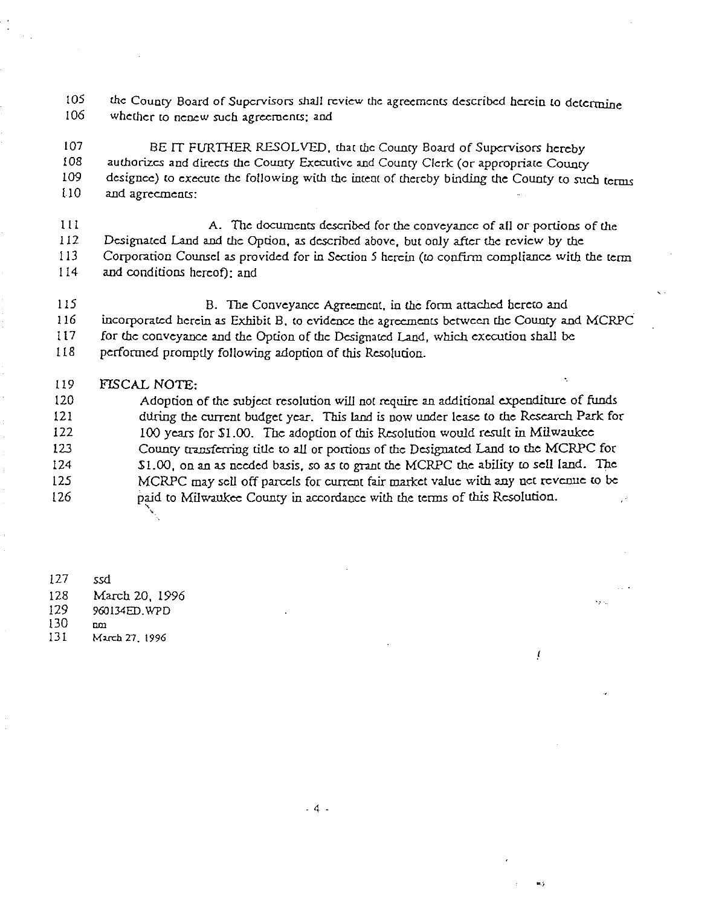105 the County Board of Supervisors shall review the agreements described herein to determine
106 whether to renew such agreements; and

107 BE IT FURTHER RESOLVED, that the County Board of Supervisors hereby
108 authorizes and directs the County Executive and County Clerk (or appropriate County
109 designee) to execute the following with the intent of thereby binding the County to such terms
110 and agreements:

111 A. The documents described for the conveyance of all or portions of the
112 Designated Land and the Option, as described above, but only after the review by the
113 Corporation Counsel as provided for in Section 5 herein (to confirm compliance with the term
114 and conditions hereof); and

115 B. The Conveyance Agreement, in the form attached hereto and
116 incorporated herein as Exhibit B, to evidence the agreements between the County and MCRPC
117 for the conveyance and the Option of the Designated Land, which execution shall be
118 performed promptly following adoption of this Resolution.

119 FISCAL NOTE:

120 Adoption of the subject resolution will not require an additional expenditure of funds
121 during the current budget year. This land is now under lease to the Research Park for
122 100 years for $1.00. The adoption of this Resolution would result in Milwaukee
123 County transferring title to all or portions of the Designated Land to the MCRPC for
124 $1.00, on an as needed basis, so as to grant the MCRPC the ability to sell land. The
125 MCRPC may sell off parcels for current fair market value with any net revenue to be
126 paid to Milwaukee County in accordance with the terms of this Resolution.

127 ssd
128 March 20, 1996
129 960134ED.WPD
130 nm
131 March 27, 1996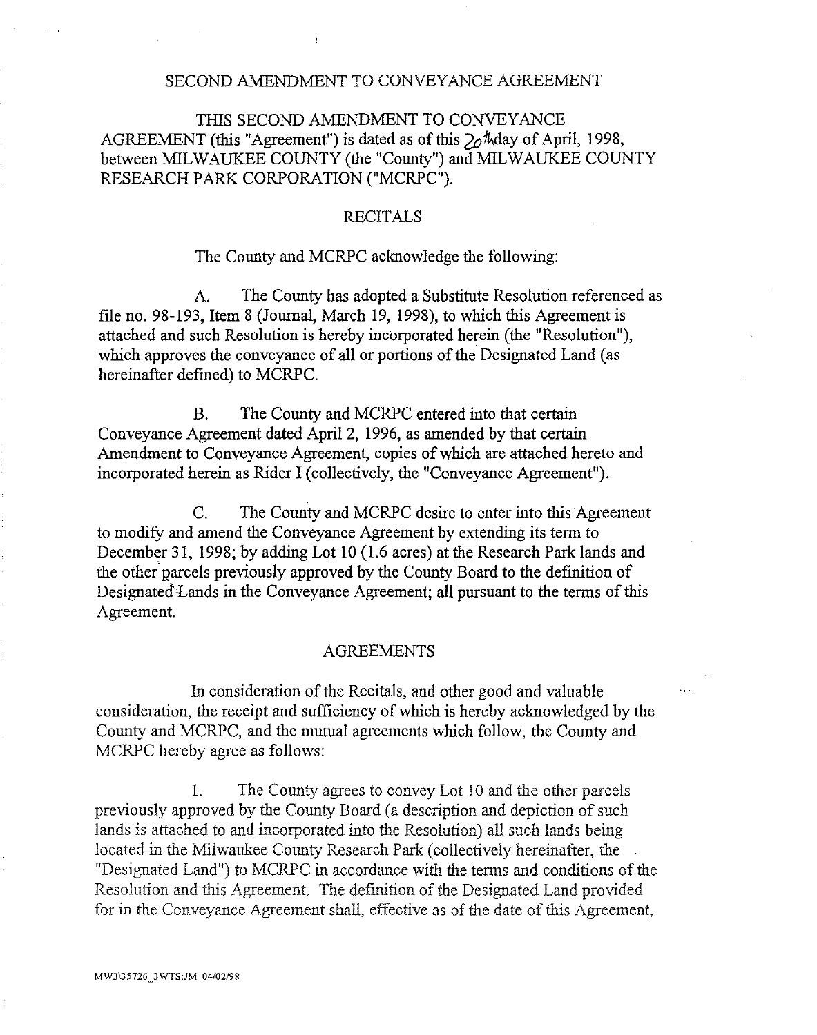SECOND AMENDMENT TO CONVEYANCE AGREEMENT

THIS SECOND AMENDMENT TO CONVEYANCE AGREEMENT (this "Agreement") is dated as of this 20th day of April, 1998, between MILWAUKEE COUNTY (the "County") and MILWAUKEE COUNTY RESEARCH PARK CORPORATION ("MCRPC").

RECITALS

The County and MCRPC acknowledge the following:

A. The County has adopted a Substitute Resolution referenced as file no. 98-193, Item 8 (Journal, March 19, 1998), to which this Agreement is attached and such Resolution is hereby incorporated herein (the "Resolution"), which approves the conveyance of all or portions of the Designated Land (as hereinafter defined) to MCRPC.

B. The County and MCRPC entered into that certain Conveyance Agreement dated April 2, 1996, as amended by that certain Amendment to Conveyance Agreement, copies of which are attached hereto and incorporated herein as Rider I (collectively, the "Conveyance Agreement").

C. The County and MCRPC desire to enter into this Agreement to modify and amend the Conveyance Agreement by extending its term to December 31, 1998; by adding Lot 10 (1.6 acres) at the Research Park lands and the other parcels previously approved by the County Board to the definition of Designated Lands in the Conveyance Agreement; all pursuant to the terms of this Agreement.

AGREEMENTS

In consideration of the Recitals, and other good and valuable consideration, the receipt and sufficiency of which is hereby acknowledged by the County and MCRPC, and the mutual agreements which follow, the County and MCRPC hereby agree as follows:

1. The County agrees to convey Lot 10 and the other parcels previously approved by the County Board (a description and depiction of such lands is attached to and incorporated into the Resolution) all such lands being located in the Milwaukee County Research Park (collectively hereinafter, the "Designated Land") to MCRPC in accordance with the terms and conditions of the Resolution and this Agreement. The definition of the Designated Land provided for in the Conveyance Agreement shall, effective as of the date of this Agreement,

MW3\35726_3WTS:JM 04/02/98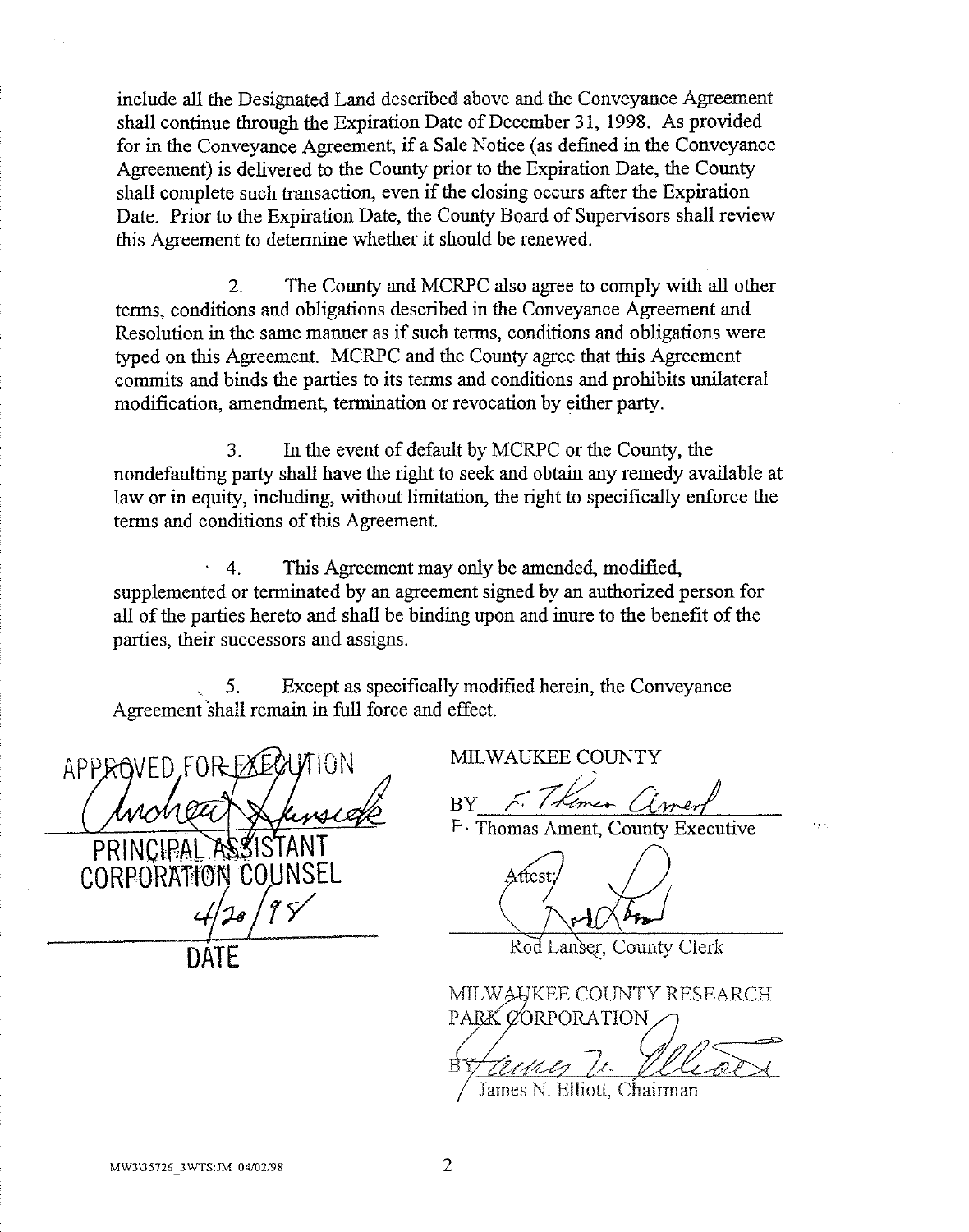include all the Designated Land described above and the Conveyance Agreement shall continue through the Expiration Date of December 31, 1998. As provided for in the Conveyance Agreement, if a Sale Notice (as defined in the Conveyance Agreement) is delivered to the County prior to the Expiration Date, the County shall complete such transaction, even if the closing occurs after the Expiration Date. Prior to the Expiration Date, the County Board of Supervisors shall review this Agreement to determine whether it should be renewed.

2. The County and MCRPC also agree to comply with all other terms, conditions and obligations described in the Conveyance Agreement and Resolution in the same manner as if such terms, conditions and obligations were typed on this Agreement. MCRPC and the County agree that this Agreement commits and binds the parties to its terms and conditions and prohibits unilateral modification, amendment, termination or revocation by either party.

3. In the event of default by MCRPC or the County, the nondefaulting party shall have the right to seek and obtain any remedy available at law or in equity, including, without limitation, the right to specifically enforce the terms and conditions of this Agreement.

4. This Agreement may only be amended, modified, supplemented or terminated by an agreement signed by an authorized person for all of the parties hereto and shall be binding upon and inure to the benefit of the parties, their successors and assigns.

5. Except as specifically modified herein, the Conveyance Agreement shall remain in full force and effect.

APPROVED FOR EXECUTION

PRINCIPAL ASSISTANT CORPORATION COUNSEL

4/20/98

DATE

MILWAUKEE COUNTY

BY ______________________
F. Thomas Ament, County Executive

Attest: ______________________
Rod Lanser, County Clerk

MILWAUKEE COUNTY RESEARCH PARK CORPORATION

BY ______________________
James N. Elliott, Chairman

MW3\35726_3WTS:JM 04/02/98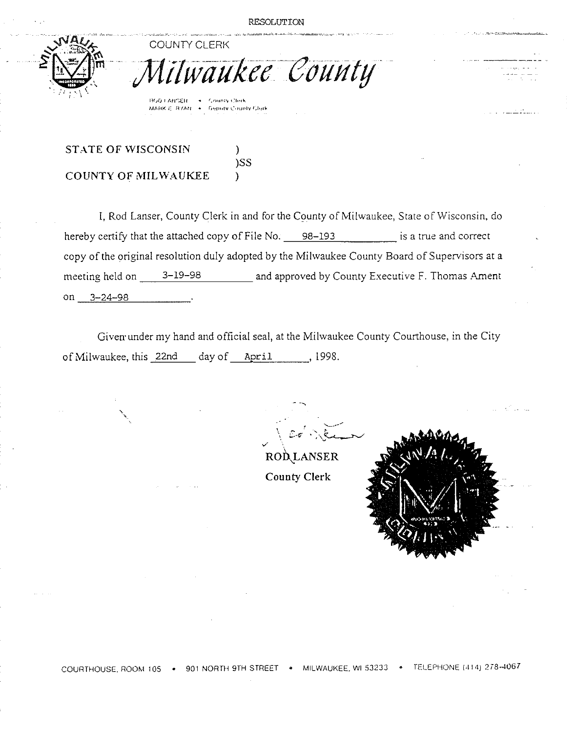RESOLUTION

COUNTY CLERK

# *Milwaukee County*

ROD LANSER • County Clerk
MARK E. RYAN • Deputy County Clerk

STATE OF WISCONSIN )
)SS
COUNTY OF MILWAUKEE )

I, Rod Lanser, County Clerk in and for the County of Milwaukee, State of Wisconsin, do hereby certify that the attached copy of File No. 98-193 is a true and correct copy of the original resolution duly adopted by the Milwaukee County Board of Supervisors at a meeting held on 3-19-98 and approved by County Executive F. Thomas Ament on 3-24-98.

Given under my hand and official seal, at the Milwaukee County Courthouse, in the City of Milwaukee, this 22nd day of April, 1998.

ROD LANSER
County Clerk

COURTHOUSE, ROOM 105 • 901 NORTH 9TH STREET • MILWAUKEE, WI 53233 • TELEPHONE (414) 278-4067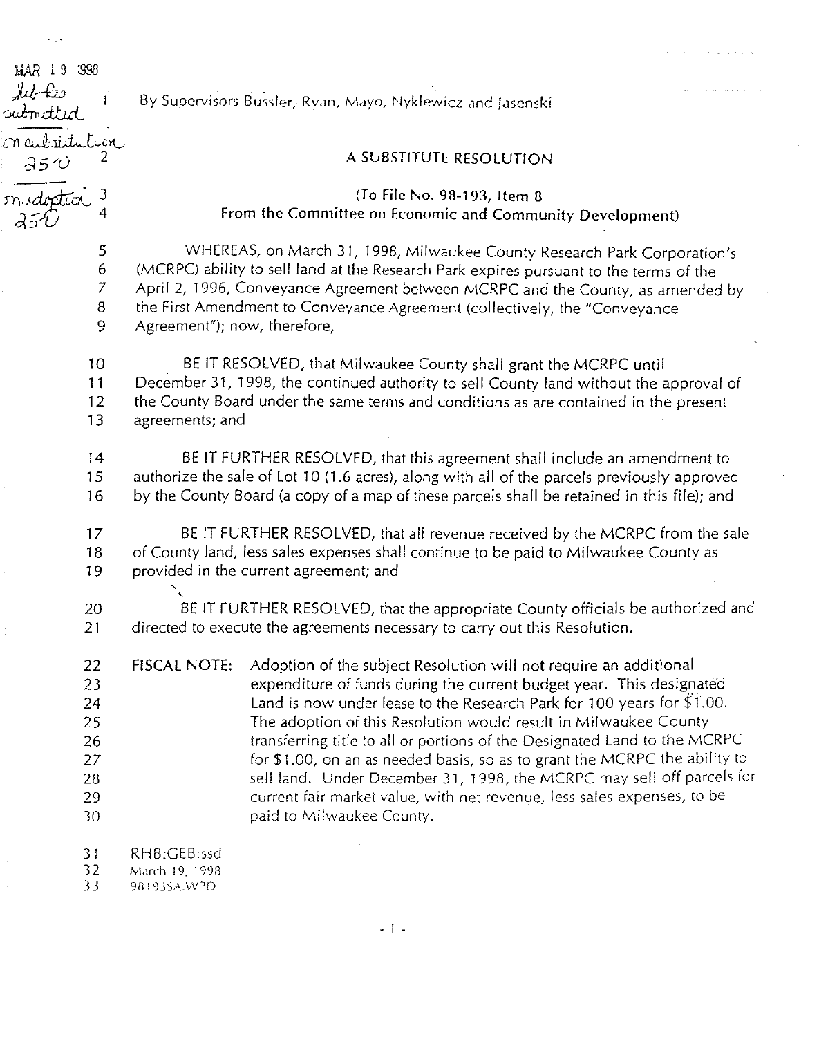MAR 19 1998

Sub-Res submitted

on substitution 25-0

on adoption 25-0

By Supervisors Bussler, Ryan, Mayo, Nyklewicz and Jasenski

## A SUBSTITUTE RESOLUTION

(To File No. 98-193, Item 8
From the Committee on Economic and Community Development)

WHEREAS, on March 31, 1998, Milwaukee County Research Park Corporation's (MCRPC) ability to sell land at the Research Park expires pursuant to the terms of the April 2, 1996, Conveyance Agreement between MCRPC and the County, as amended by the First Amendment to Conveyance Agreement (collectively, the "Conveyance Agreement"); now, therefore,

BE IT RESOLVED, that Milwaukee County shall grant the MCRPC until December 31, 1998, the continued authority to sell County land without the approval of the County Board under the same terms and conditions as are contained in the present agreements; and

BE IT FURTHER RESOLVED, that this agreement shall include an amendment to authorize the sale of Lot 10 (1.6 acres), along with all of the parcels previously approved by the County Board (a copy of a map of these parcels shall be retained in this file); and

BE IT FURTHER RESOLVED, that all revenue received by the MCRPC from the sale of County land, less sales expenses shall continue to be paid to Milwaukee County as provided in the current agreement; and

BE IT FURTHER RESOLVED, that the appropriate County officials be authorized and directed to execute the agreements necessary to carry out this Resolution.

**FISCAL NOTE:** Adoption of the subject Resolution will not require an additional expenditure of funds during the current budget year. This designated Land is now under lease to the Research Park for 100 years for $1.00. The adoption of this Resolution would result in Milwaukee County transferring title to all or portions of the Designated Land to the MCRPC for $1.00, on an as needed basis, so as to grant the MCRPC the ability to sell land. Under December 31, 1998, the MCRPC may sell off parcels for current fair market value, with net revenue, less sales expenses, to be paid to Milwaukee County.

RHB:GEB:ssd
March 19, 1998
98193SA.WPD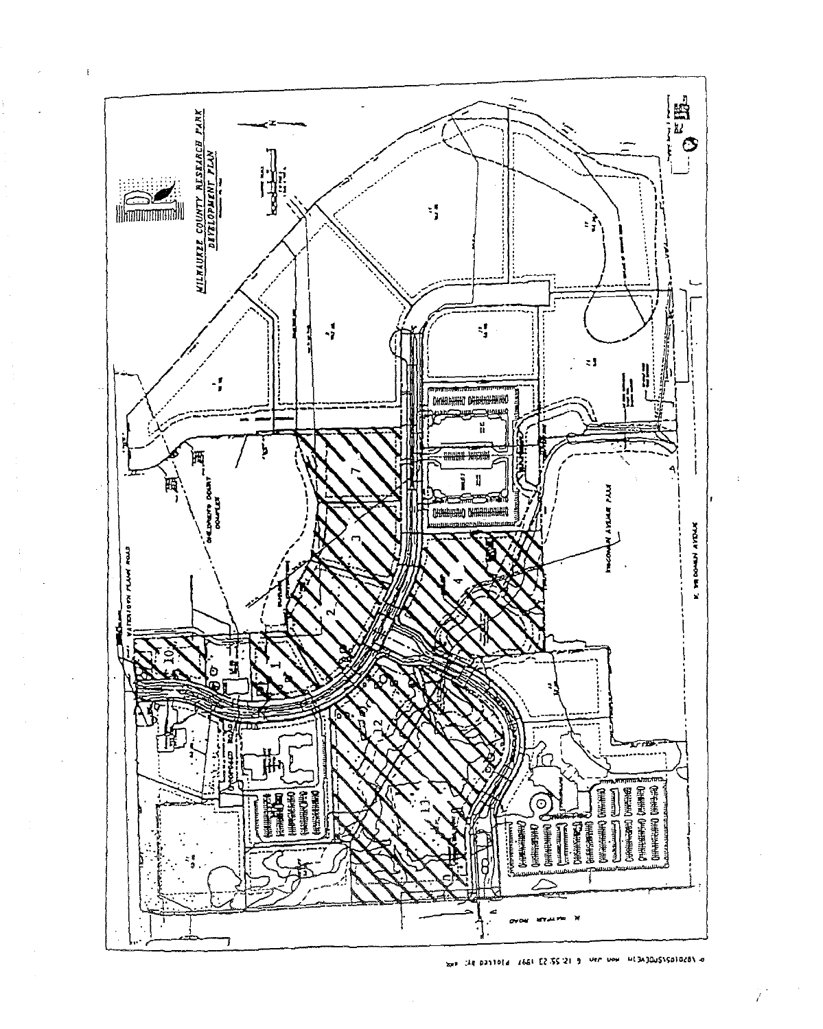MILWAUKEE COUNTY RESEARCH PARK
DEVELOPMENT PLAN

CHILDREN'S COURT COMPLEX

WATERTOWN PLANK ROAD

WISCONSIN AVENUE PARK

W. WISCONSIN AVENUE

N. MAYFAIR ROAD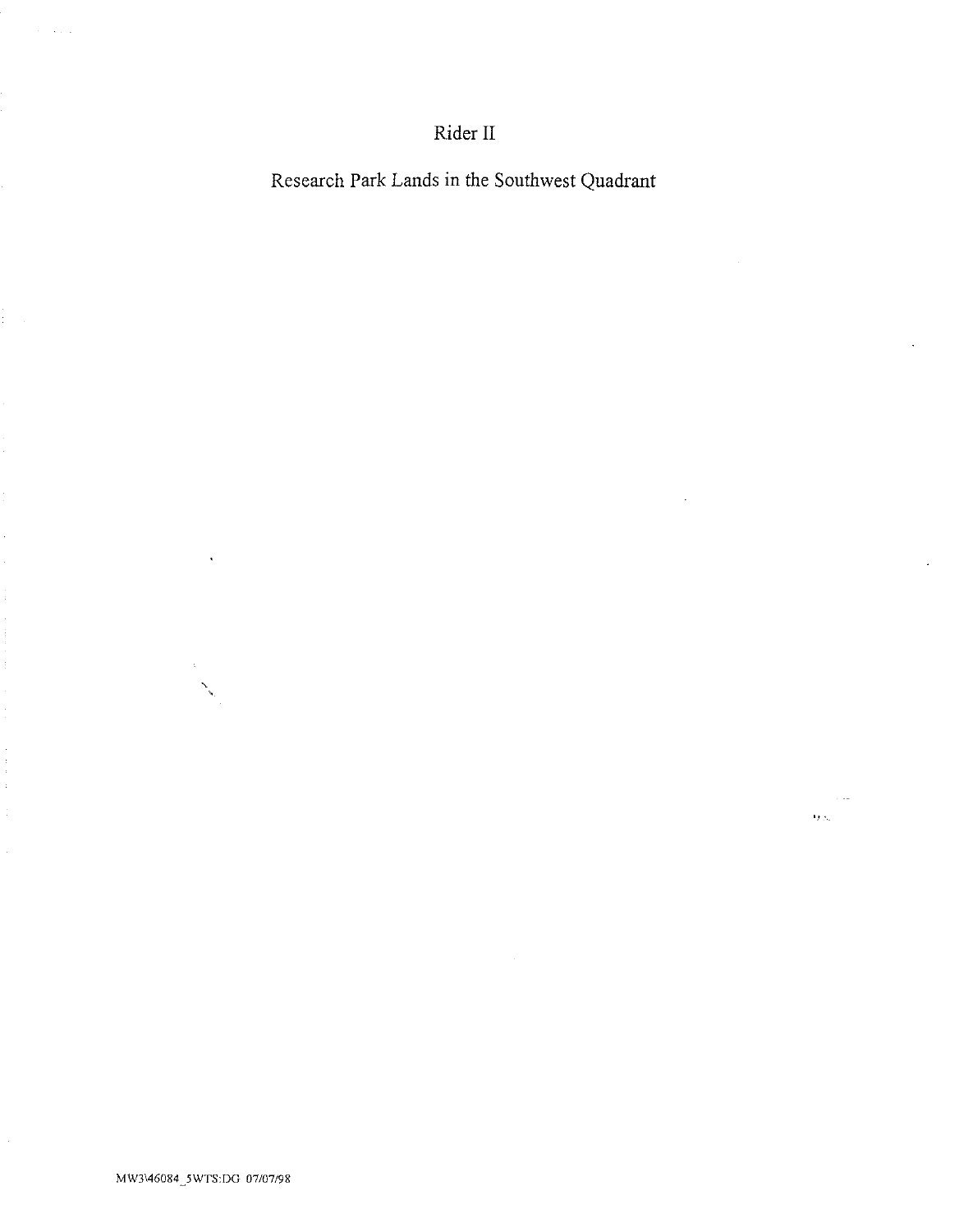# Rider II

## Research Park Lands in the Southwest Quadrant

MW3\46084_5WTS:DG 07/07/98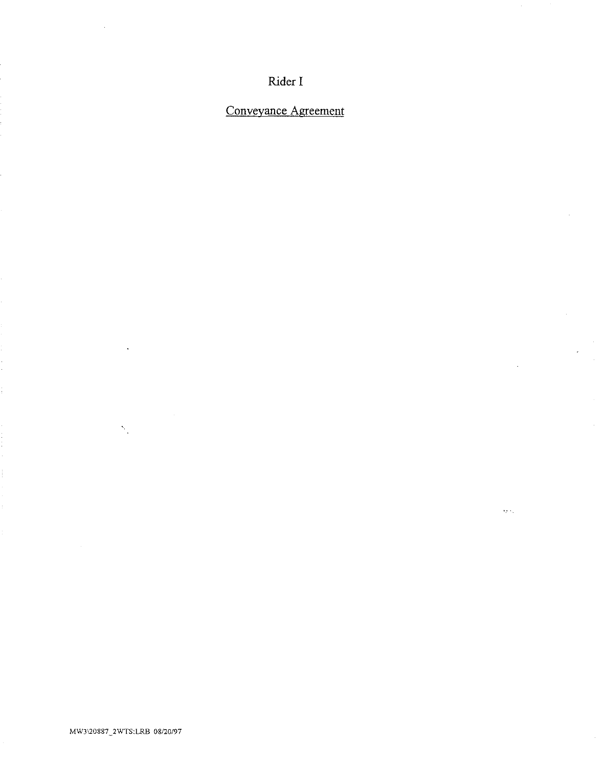# Rider I

## Conveyance Agreement

MW3\20887_2WTS:LRB 08/20/97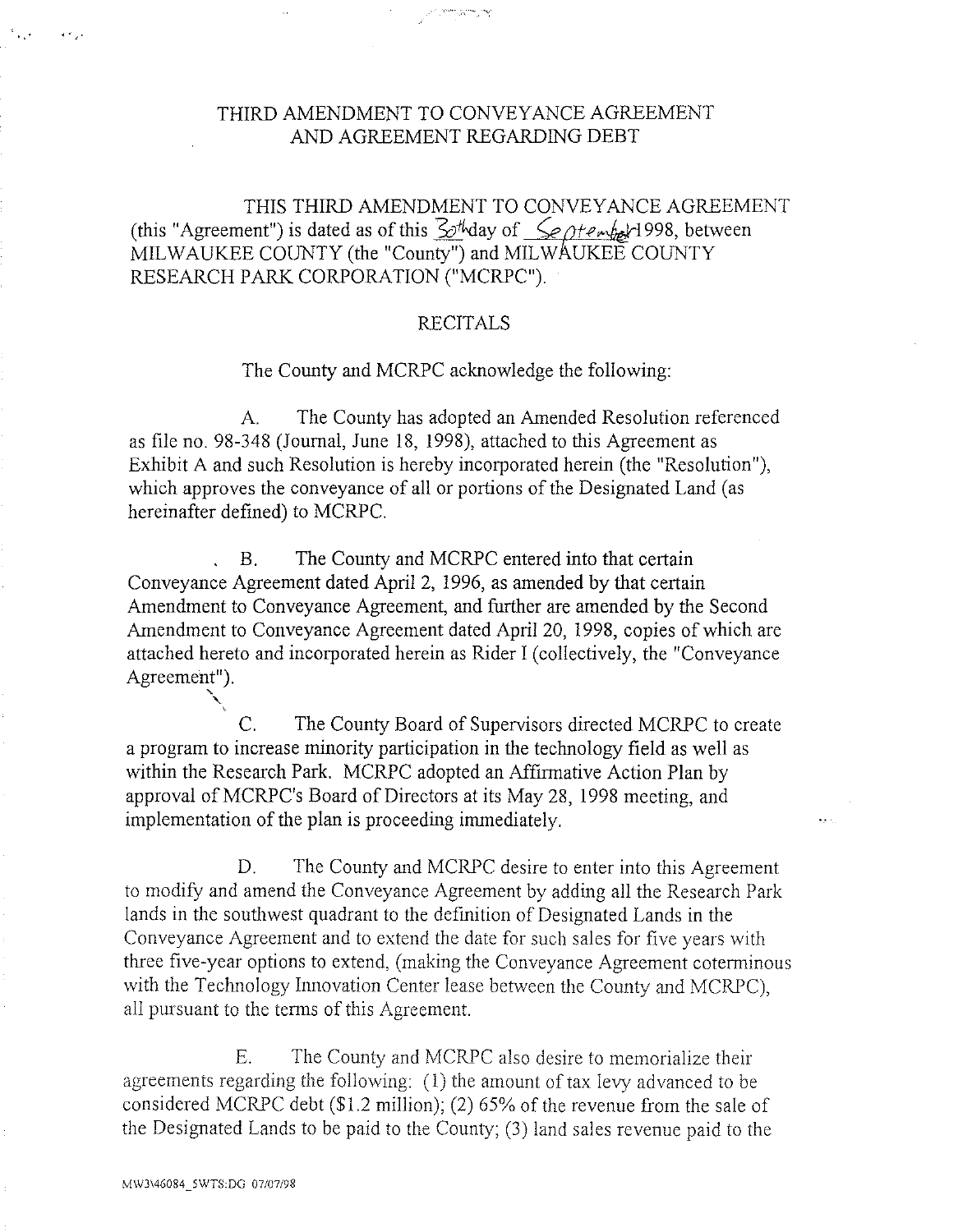# THIRD AMENDMENT TO CONVEYANCE AGREEMENT AND AGREEMENT REGARDING DEBT

THIS THIRD AMENDMENT TO CONVEYANCE AGREEMENT (this "Agreement") is dated as of this 30th day of September 1998, between MILWAUKEE COUNTY (the "County") and MILWAUKEE COUNTY RESEARCH PARK CORPORATION ("MCRPC").

## RECITALS

The County and MCRPC acknowledge the following:

A. The County has adopted an Amended Resolution referenced as file no. 98-348 (Journal, June 18, 1998), attached to this Agreement as Exhibit A and such Resolution is hereby incorporated herein (the "Resolution"), which approves the conveyance of all or portions of the Designated Land (as hereinafter defined) to MCRPC.

B. The County and MCRPC entered into that certain Conveyance Agreement dated April 2, 1996, as amended by that certain Amendment to Conveyance Agreement, and further are amended by the Second Amendment to Conveyance Agreement dated April 20, 1998, copies of which are attached hereto and incorporated herein as Rider I (collectively, the "Conveyance Agreement").

C. The County Board of Supervisors directed MCRPC to create a program to increase minority participation in the technology field as well as within the Research Park. MCRPC adopted an Affirmative Action Plan by approval of MCRPC's Board of Directors at its May 28, 1998 meeting, and implementation of the plan is proceeding immediately.

D. The County and MCRPC desire to enter into this Agreement to modify and amend the Conveyance Agreement by adding all the Research Park lands in the southwest quadrant to the definition of Designated Lands in the Conveyance Agreement and to extend the date for such sales for five years with three five-year options to extend, (making the Conveyance Agreement coterminous with the Technology Innovation Center lease between the County and MCRPC), all pursuant to the terms of this Agreement.

E. The County and MCRPC also desire to memorialize their agreements regarding the following: (1) the amount of tax levy advanced to be considered MCRPC debt ($1.2 million); (2) 65% of the revenue from the sale of the Designated Lands to be paid to the County; (3) land sales revenue paid to the

MW3\46084_5WTS:DG 07/07/98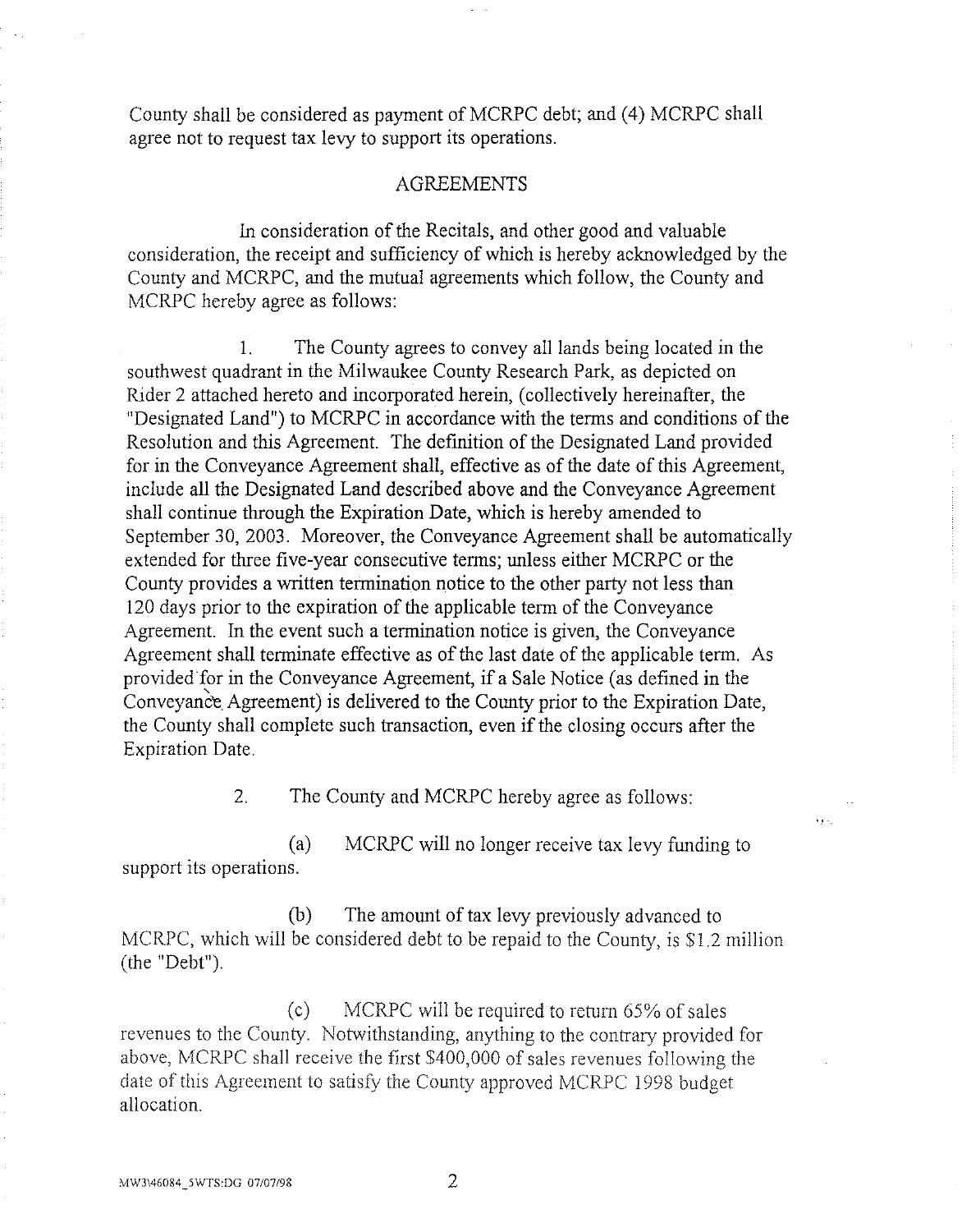County shall be considered as payment of MCRPC debt; and (4) MCRPC shall agree not to request tax levy to support its operations.

## AGREEMENTS

In consideration of the Recitals, and other good and valuable consideration, the receipt and sufficiency of which is hereby acknowledged by the County and MCRPC, and the mutual agreements which follow, the County and MCRPC hereby agree as follows:

1. The County agrees to convey all lands being located in the southwest quadrant in the Milwaukee County Research Park, as depicted on Rider 2 attached hereto and incorporated herein, (collectively hereinafter, the "Designated Land") to MCRPC in accordance with the terms and conditions of the Resolution and this Agreement. The definition of the Designated Land provided for in the Conveyance Agreement shall, effective as of the date of this Agreement, include all the Designated Land described above and the Conveyance Agreement shall continue through the Expiration Date, which is hereby amended to September 30, 2003. Moreover, the Conveyance Agreement shall be automatically extended for three five-year consecutive terms; unless either MCRPC or the County provides a written termination notice to the other party not less than 120 days prior to the expiration of the applicable term of the Conveyance Agreement. In the event such a termination notice is given, the Conveyance Agreement shall terminate effective as of the last date of the applicable term. As provided for in the Conveyance Agreement, if a Sale Notice (as defined in the Conveyance Agreement) is delivered to the County prior to the Expiration Date, the County shall complete such transaction, even if the closing occurs after the Expiration Date.

2. The County and MCRPC hereby agree as follows:

(a) MCRPC will no longer receive tax levy funding to support its operations.

(b) The amount of tax levy previously advanced to MCRPC, which will be considered debt to be repaid to the County, is $1.2 million (the "Debt").

(c) MCRPC will be required to return 65% of sales revenues to the County. Notwithstanding, anything to the contrary provided for above, MCRPC shall receive the first $400,000 of sales revenues following the date of this Agreement to satisfy the County approved MCRPC 1998 budget allocation.

MW3\46084_5WTS:DG 07/07/98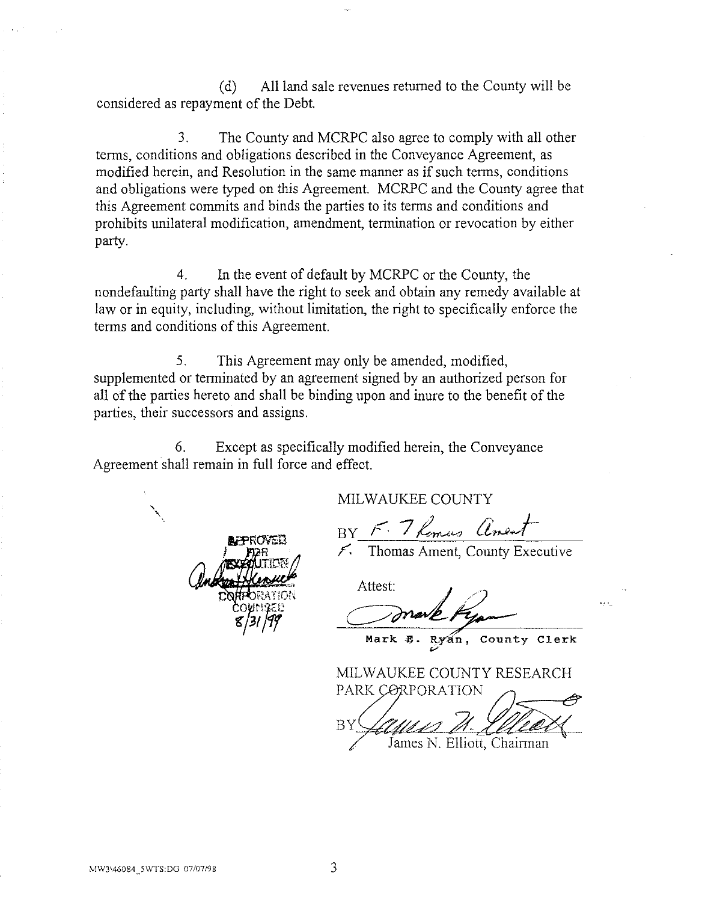(d) All land sale revenues returned to the County will be considered as repayment of the Debt.

3. The County and MCRPC also agree to comply with all other terms, conditions and obligations described in the Conveyance Agreement, as modified herein, and Resolution in the same manner as if such terms, conditions and obligations were typed on this Agreement. MCRPC and the County agree that this Agreement commits and binds the parties to its terms and conditions and prohibits unilateral modification, amendment, termination or revocation by either party.

4. In the event of default by MCRPC or the County, the nondefaulting party shall have the right to seek and obtain any remedy available at law or in equity, including, without limitation, the right to specifically enforce the terms and conditions of this Agreement.

5. This Agreement may only be amended, modified, supplemented or terminated by an agreement signed by an authorized person for all of the parties hereto and shall be binding upon and inure to the benefit of the parties, their successors and assigns.

6. Except as specifically modified herein, the Conveyance Agreement shall remain in full force and effect.

APPROVED FOR EXECUTION
CORPORATION COUNSEL
8/31/99

MILWAUKEE COUNTY

BY F. Thomas Ament
F. Thomas Ament, County Executive

Attest: Mark Ryan
Mark E. Ryan, County Clerk

MILWAUKEE COUNTY RESEARCH PARK CORPORATION

BY James N. Elliott
James N. Elliott, Chairman

MW3\46084_5WTS:DG 07/07/98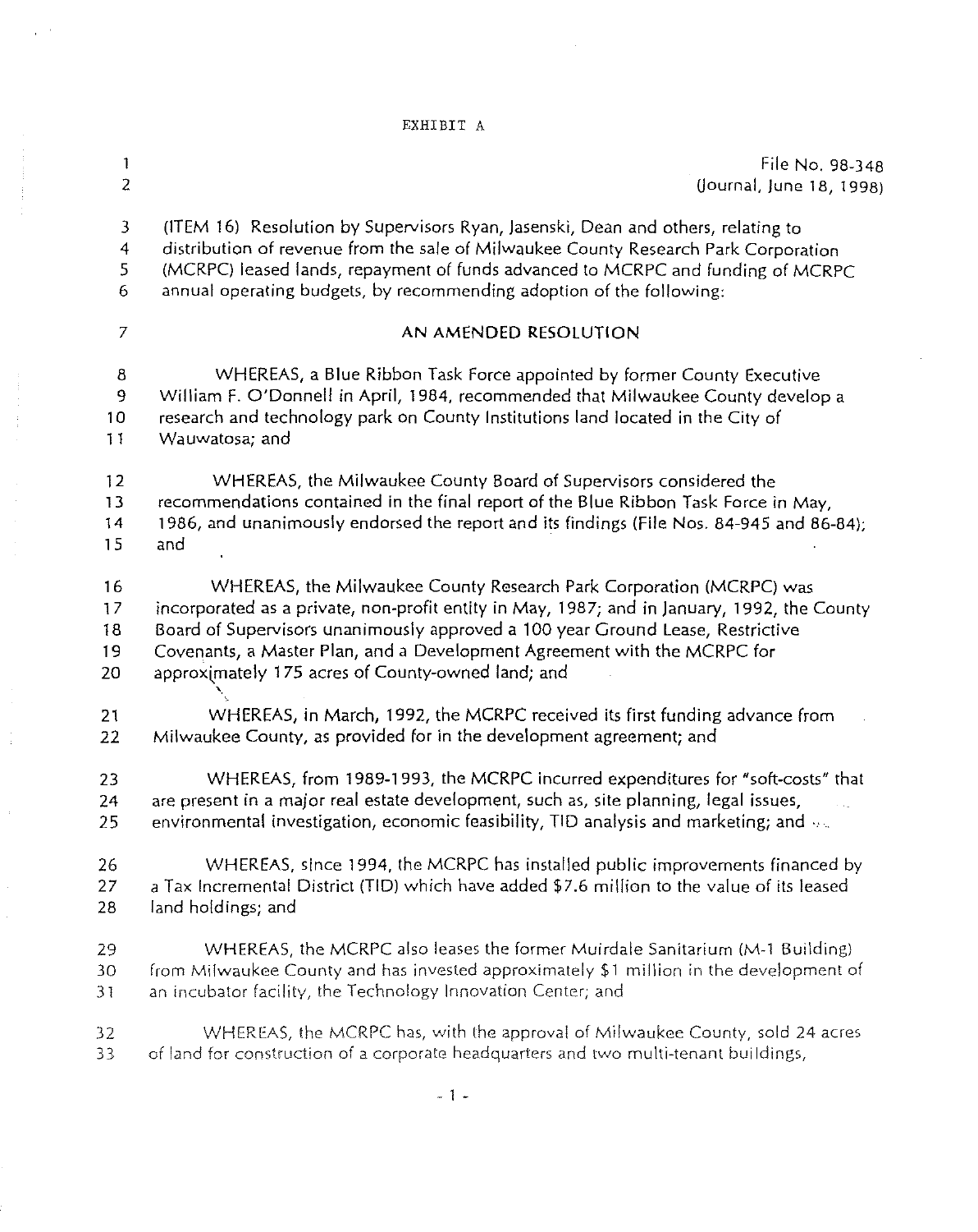EXHIBIT A

File No. 98-348
(Journal, June 18, 1998)

(ITEM 16) Resolution by Supervisors Ryan, Jasenski, Dean and others, relating to distribution of revenue from the sale of Milwaukee County Research Park Corporation (MCRPC) leased lands, repayment of funds advanced to MCRPC and funding of MCRPC annual operating budgets, by recommending adoption of the following:

## AN AMENDED RESOLUTION

WHEREAS, a Blue Ribbon Task Force appointed by former County Executive William F. O'Donnell in April, 1984, recommended that Milwaukee County develop a research and technology park on County Institutions land located in the City of Wauwatosa; and

WHEREAS, the Milwaukee County Board of Supervisors considered the recommendations contained in the final report of the Blue Ribbon Task Force in May, 1986, and unanimously endorsed the report and its findings (File Nos. 84-945 and 86-84); and

WHEREAS, the Milwaukee County Research Park Corporation (MCRPC) was incorporated as a private, non-profit entity in May, 1987; and in January, 1992, the County Board of Supervisors unanimously approved a 100 year Ground Lease, Restrictive Covenants, a Master Plan, and a Development Agreement with the MCRPC for approximately 175 acres of County-owned land; and

WHEREAS, in March, 1992, the MCRPC received its first funding advance from Milwaukee County, as provided for in the development agreement; and

WHEREAS, from 1989-1993, the MCRPC incurred expenditures for "soft-costs" that are present in a major real estate development, such as, site planning, legal issues, environmental investigation, economic feasibility, TID analysis and marketing; and

WHEREAS, since 1994, the MCRPC has installed public improvements financed by a Tax Incremental District (TID) which have added $7.6 million to the value of its leased land holdings; and

WHEREAS, the MCRPC also leases the former Muirdale Sanitarium (M-1 Building) from Milwaukee County and has invested approximately $1 million in the development of an incubator facility, the Technology Innovation Center; and

WHEREAS, the MCRPC has, with the approval of Milwaukee County, sold 24 acres of land for construction of a corporate headquarters and two multi-tenant buildings,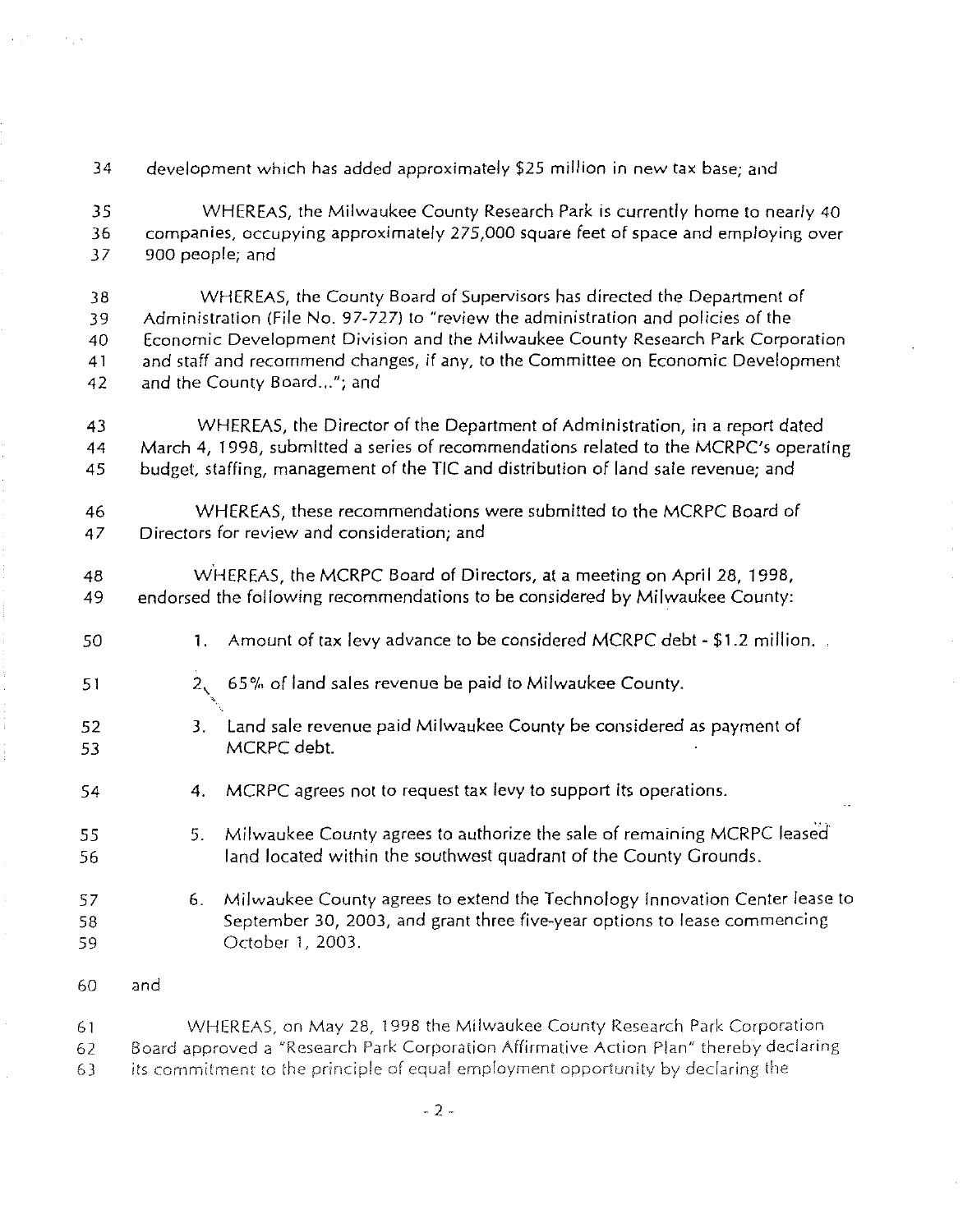development which has added approximately $25 million in new tax base; and

WHEREAS, the Milwaukee County Research Park is currently home to nearly 40 companies, occupying approximately 275,000 square feet of space and employing over 900 people; and

WHEREAS, the County Board of Supervisors has directed the Department of Administration (File No. 97-727) to "review the administration and policies of the Economic Development Division and the Milwaukee County Research Park Corporation and staff and recommend changes, if any, to the Committee on Economic Development and the County Board..."; and

WHEREAS, the Director of the Department of Administration, in a report dated March 4, 1998, submitted a series of recommendations related to the MCRPC's operating budget, staffing, management of the TIC and distribution of land sale revenue; and

WHEREAS, these recommendations were submitted to the MCRPC Board of Directors for review and consideration; and

WHEREAS, the MCRPC Board of Directors, at a meeting on April 28, 1998, endorsed the following recommendations to be considered by Milwaukee County:

1. Amount of tax levy advance to be considered MCRPC debt - $1.2 million.
2. 65% of land sales revenue be paid to Milwaukee County.
3. Land sale revenue paid Milwaukee County be considered as payment of MCRPC debt.
4. MCRPC agrees not to request tax levy to support its operations.
5. Milwaukee County agrees to authorize the sale of remaining MCRPC leased land located within the southwest quadrant of the County Grounds.
6. Milwaukee County agrees to extend the Technology Innovation Center lease to September 30, 2003, and grant three five-year options to lease commencing October 1, 2003.

and

WHEREAS, on May 28, 1998 the Milwaukee County Research Park Corporation Board approved a "Research Park Corporation Affirmative Action Plan" thereby declaring its commitment to the principle of equal employment opportunity by declaring the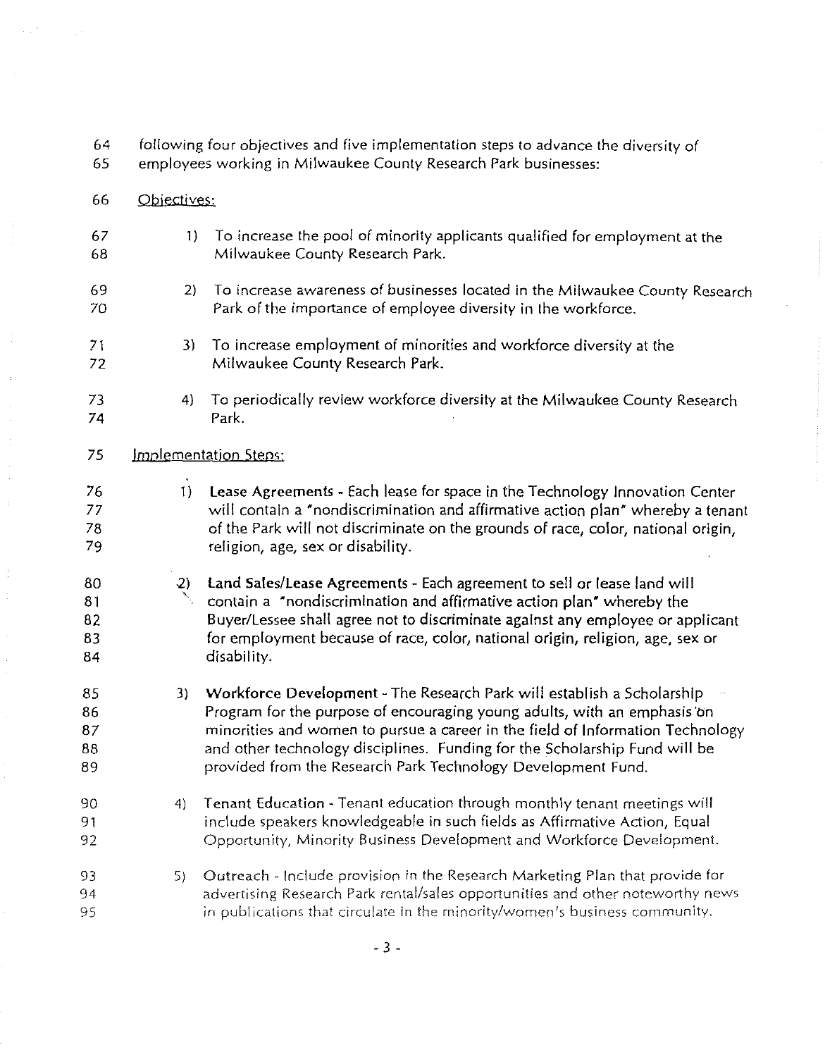following four objectives and five implementation steps to advance the diversity of employees working in Milwaukee County Research Park businesses:

Objectives:

1) To increase the pool of minority applicants qualified for employment at the Milwaukee County Research Park.

2) To increase awareness of businesses located in the Milwaukee County Research Park of the importance of employee diversity in the workforce.

3) To increase employment of minorities and workforce diversity at the Milwaukee County Research Park.

4) To periodically review workforce diversity at the Milwaukee County Research Park.

Implementation Steps:

1) **Lease Agreements** - Each lease for space in the Technology Innovation Center will contain a "nondiscrimination and affirmative action plan" whereby a tenant of the Park will not discriminate on the grounds of race, color, national origin, religion, age, sex or disability.

2) **Land Sales/Lease Agreements** - Each agreement to sell or lease land will contain a "nondiscrimination and affirmative action plan" whereby the Buyer/Lessee shall agree not to discriminate against any employee or applicant for employment because of race, color, national origin, religion, age, sex or disability.

3) **Workforce Development** - The Research Park will establish a Scholarship Program for the purpose of encouraging young adults, with an emphasis on minorities and women to pursue a career in the field of Information Technology and other technology disciplines. Funding for the Scholarship Fund will be provided from the Research Park Technology Development Fund.

4) **Tenant Education** - Tenant education through monthly tenant meetings will include speakers knowledgeable in such fields as Affirmative Action, Equal Opportunity, Minority Business Development and Workforce Development.

5) **Outreach** - Include provision in the Research Marketing Plan that provide for advertising Research Park rental/sales opportunities and other noteworthy news in publications that circulate in the minority/women's business community.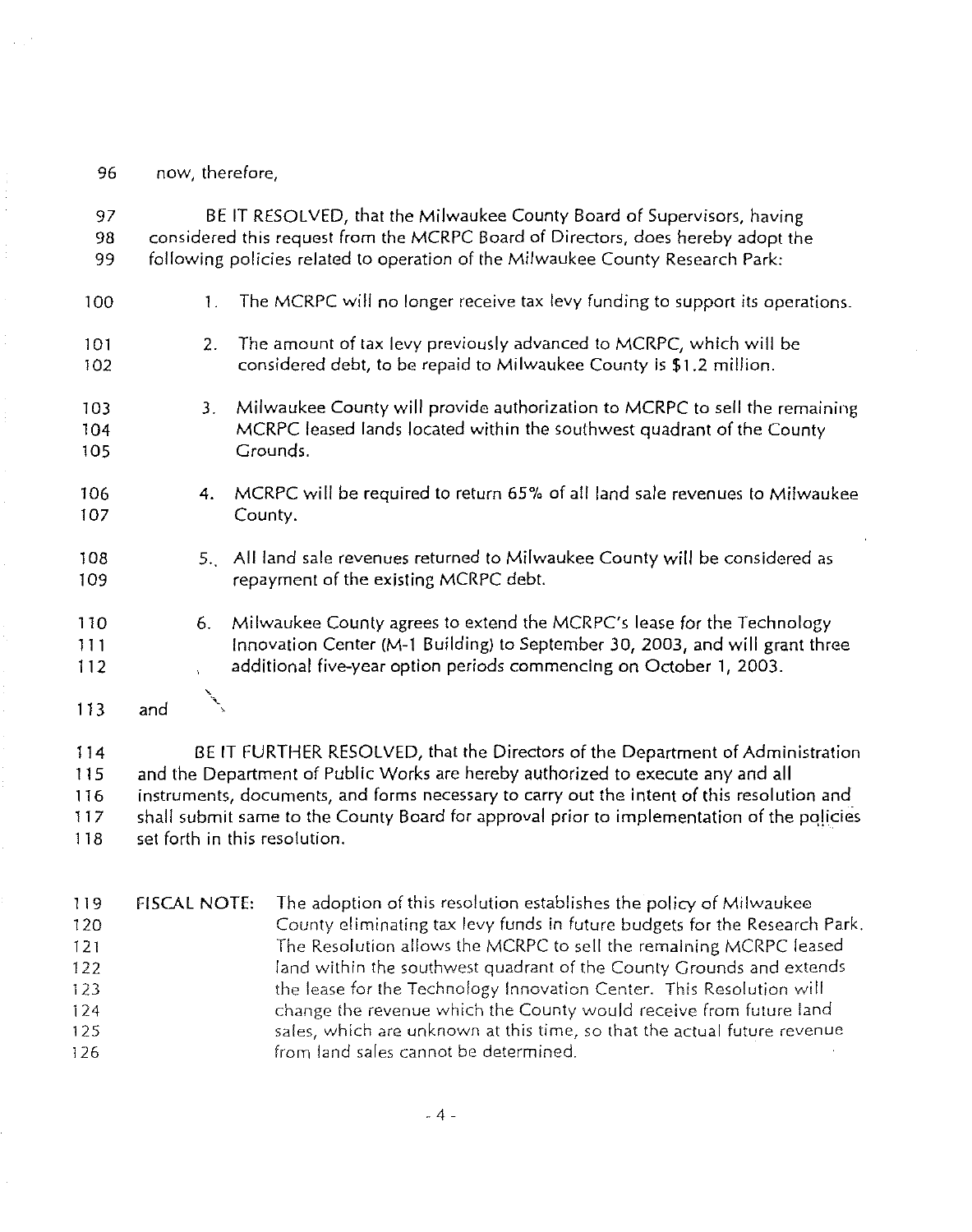now, therefore,

BE IT RESOLVED, that the Milwaukee County Board of Supervisors, having considered this request from the MCRPC Board of Directors, does hereby adopt the following policies related to operation of the Milwaukee County Research Park:

1. The MCRPC will no longer receive tax levy funding to support its operations.
2. The amount of tax levy previously advanced to MCRPC, which will be considered debt, to be repaid to Milwaukee County is $1.2 million.
3. Milwaukee County will provide authorization to MCRPC to sell the remaining MCRPC leased lands located within the southwest quadrant of the County Grounds.
4. MCRPC will be required to return 65% of all land sale revenues to Milwaukee County.
5. All land sale revenues returned to Milwaukee County will be considered as repayment of the existing MCRPC debt.
6. Milwaukee County agrees to extend the MCRPC's lease for the Technology Innovation Center (M-1 Building) to September 30, 2003, and will grant three additional five-year option periods commencing on October 1, 2003.

and

BE IT FURTHER RESOLVED, that the Directors of the Department of Administration and the Department of Public Works are hereby authorized to execute any and all instruments, documents, and forms necessary to carry out the intent of this resolution and shall submit same to the County Board for approval prior to implementation of the policies set forth in this resolution.

FISCAL NOTE: The adoption of this resolution establishes the policy of Milwaukee County eliminating tax levy funds in future budgets for the Research Park. The Resolution allows the MCRPC to sell the remaining MCRPC leased land within the southwest quadrant of the County Grounds and extends the lease for the Technology Innovation Center. This Resolution will change the revenue which the County would receive from future land sales, which are unknown at this time, so that the actual future revenue from land sales cannot be determined.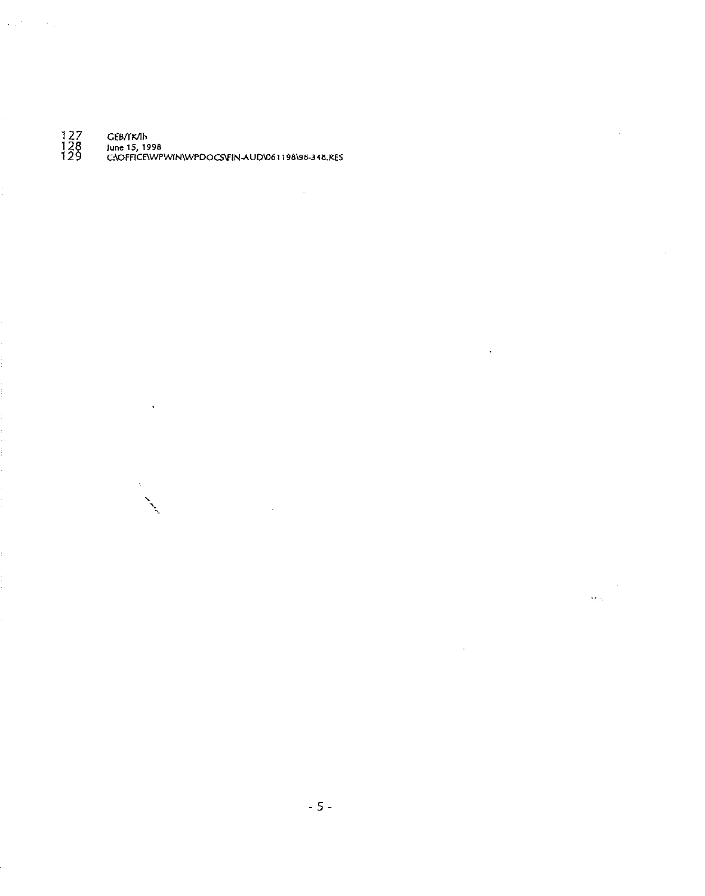127 GEB/TK/lh
128 June 15, 1998
129 C:\OFFICE\WPWIN\WPDOCS\FIN-AUD\061198\98-348.RES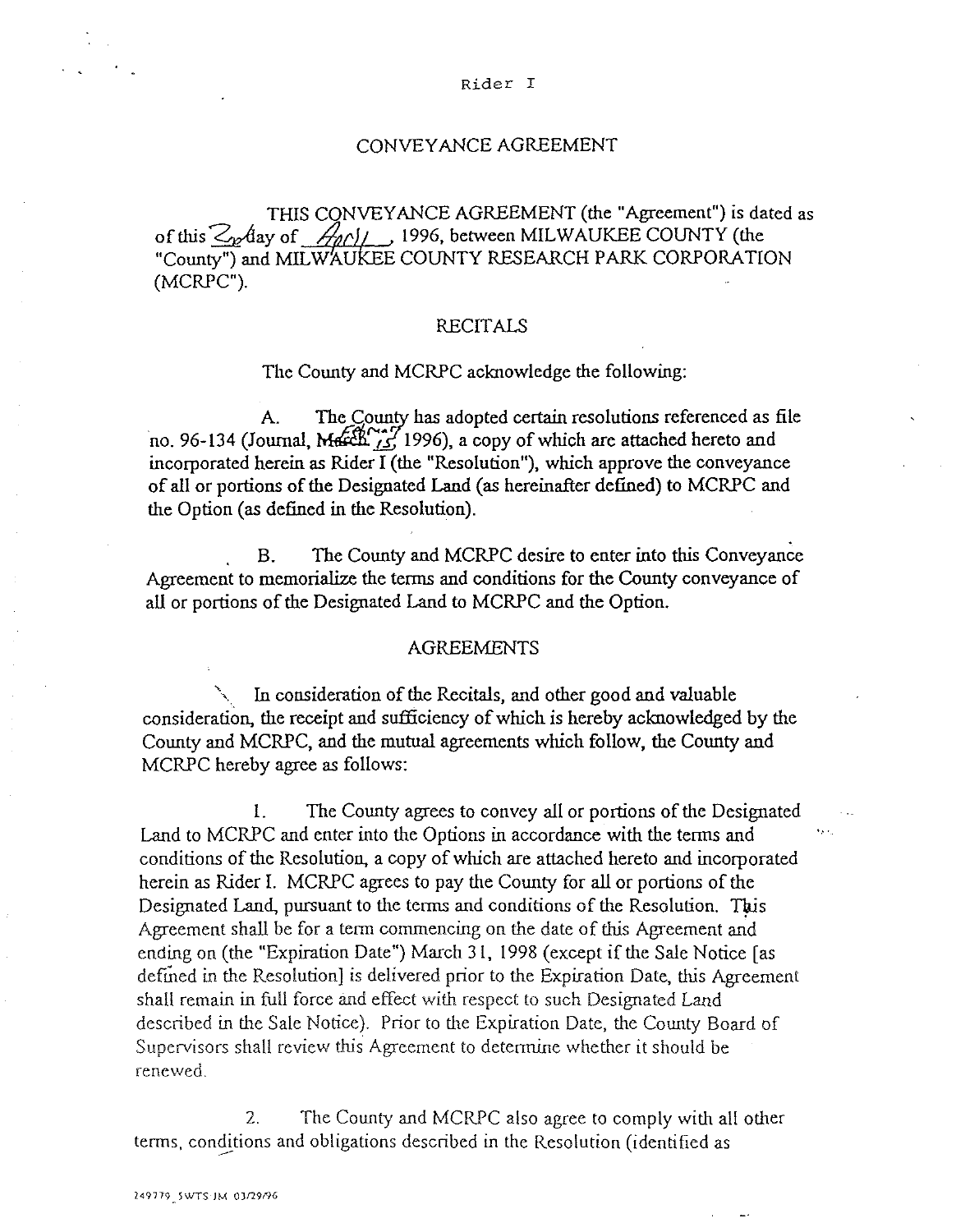Rider I

# CONVEYANCE AGREEMENT

THIS CONVEYANCE AGREEMENT (the "Agreement") is dated as of this 26 day of April, 1996, between MILWAUKEE COUNTY (the "County") and MILWAUKEE COUNTY RESEARCH PARK CORPORATION (MCRPC").

## RECITALS

The County and MCRPC acknowledge the following:

A. The County has adopted certain resolutions referenced as file no. 96-134 (Journal, February 15, 1996), a copy of which are attached hereto and incorporated herein as Rider I (the "Resolution"), which approve the conveyance of all or portions of the Designated Land (as hereinafter defined) to MCRPC and the Option (as defined in the Resolution).

B. The County and MCRPC desire to enter into this Conveyance Agreement to memorialize the terms and conditions for the County conveyance of all or portions of the Designated Land to MCRPC and the Option.

## AGREEMENTS

In consideration of the Recitals, and other good and valuable consideration, the receipt and sufficiency of which is hereby acknowledged by the County and MCRPC, and the mutual agreements which follow, the County and MCRPC hereby agree as follows:

1. The County agrees to convey all or portions of the Designated Land to MCRPC and enter into the Options in accordance with the terms and conditions of the Resolution, a copy of which are attached hereto and incorporated herein as Rider I. MCRPC agrees to pay the County for all or portions of the Designated Land, pursuant to the terms and conditions of the Resolution. This Agreement shall be for a term commencing on the date of this Agreement and ending on (the "Expiration Date") March 31, 1998 (except if the Sale Notice [as defined in the Resolution] is delivered prior to the Expiration Date, this Agreement shall remain in full force and effect with respect to such Designated Land described in the Sale Notice). Prior to the Expiration Date, the County Board of Supervisors shall review this Agreement to determine whether it should be renewed.

2. The County and MCRPC also agree to comply with all other terms, conditions and obligations described in the Resolution (identified as

249779_5WTS:JM 03/29/96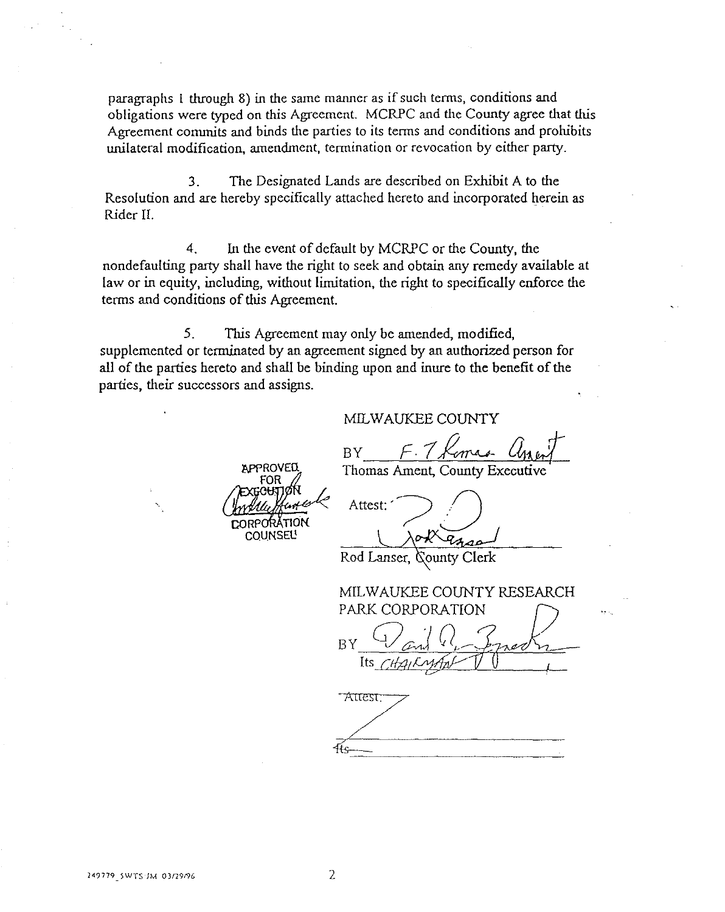paragraphs 1 through 8) in the same manner as if such terms, conditions and obligations were typed on this Agreement. MCRPC and the County agree that this Agreement commits and binds the parties to its terms and conditions and prohibits unilateral modification, amendment, termination or revocation by either party.

3. The Designated Lands are described on Exhibit A to the Resolution and are hereby specifically attached hereto and incorporated herein as Rider II.

4. In the event of default by MCRPC or the County, the nondefaulting party shall have the right to seek and obtain any remedy available at law or in equity, including, without limitation, the right to specifically enforce the terms and conditions of this Agreement.

5. This Agreement may only be amended, modified, supplemented or terminated by an agreement signed by an authorized person for all of the parties hereto and shall be binding upon and inure to the benefit of the parties, their successors and assigns.

MILWAUKEE COUNTY

BY F. Thomas Ament
Thomas Ament, County Executive

APPROVED FOR EXECUTION
CORPORATION COUNSEL

Attest:
Rod Lanser, County Clerk

MILWAUKEE COUNTY RESEARCH PARK CORPORATION

BY
Its CHAIRMAN

~~Attest:~~

~~Its~~

249779_SWTS JM 03/29/96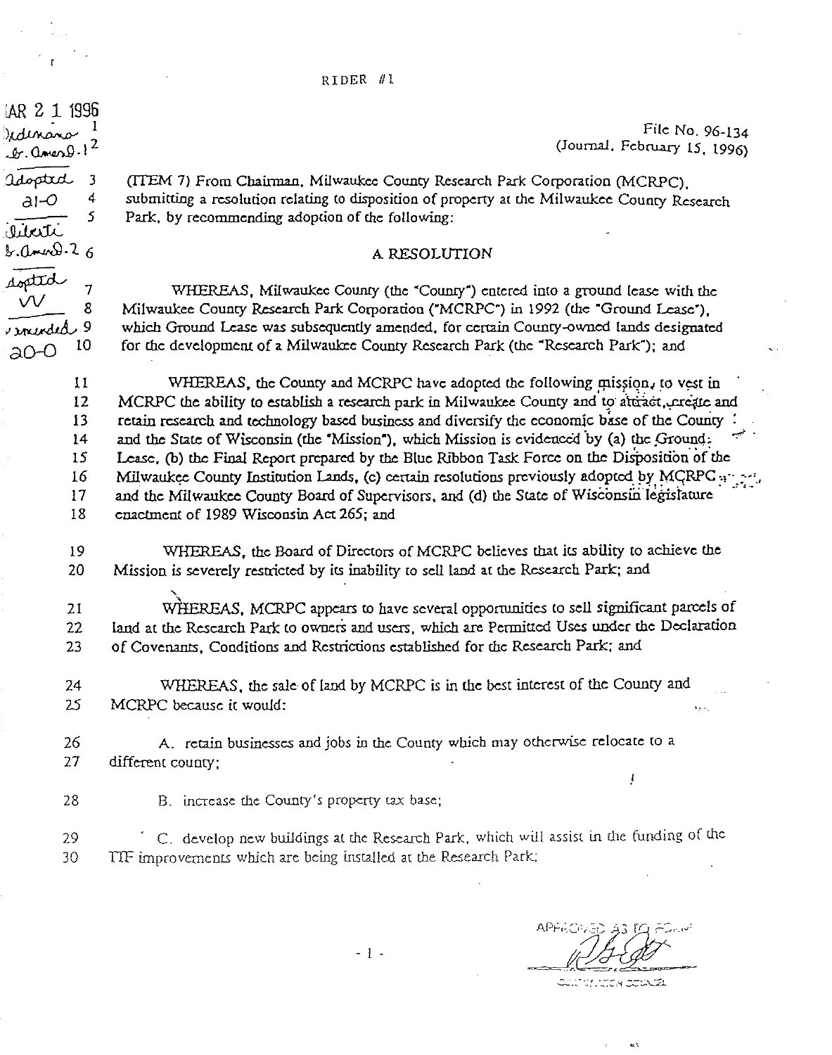RIDER #1

MAR 2 1 1996
Ordinance
Sub. Amend.-1
adopted
21-0
Substitute
Sub. Amend. 2
adopted
vv
amended
20-0

File No. 96-134
(Journal, February 15, 1996)

(ITEM 7) From Chairman, Milwaukee County Research Park Corporation (MCRPC), submitting a resolution relating to disposition of property at the Milwaukee County Research Park, by recommending adoption of the following:

## A RESOLUTION

WHEREAS, Milwaukee County (the "County") entered into a ground lease with the Milwaukee County Research Park Corporation ("MCRPC") in 1992 (the "Ground Lease"), which Ground Lease was subsequently amended, for certain County-owned lands designated for the development of a Milwaukee County Research Park (the "Research Park"); and

WHEREAS, the County and MCRPC have adopted the following mission, to vest in MCRPC the ability to establish a research park in Milwaukee County and to attract, create and retain research and technology based business and diversify the economic base of the County and the State of Wisconsin (the "Mission"), which Mission is evidenced by (a) the Ground Lease, (b) the Final Report prepared by the Blue Ribbon Task Force on the Disposition of the Milwaukee County Institution Lands, (c) certain resolutions previously adopted by MCRPC and the Milwaukee County Board of Supervisors, and (d) the State of Wisconsin legislature enactment of 1989 Wisconsin Act 265; and

WHEREAS, the Board of Directors of MCRPC believes that its ability to achieve the Mission is severely restricted by its inability to sell land at the Research Park; and

WHEREAS, MCRPC appears to have several opportunities to sell significant parcels of land at the Research Park to owners and users, which are Permitted Uses under the Declaration of Covenants, Conditions and Restrictions established for the Research Park; and

WHEREAS, the sale of land by MCRPC is in the best interest of the County and MCRPC because it would:

A. retain businesses and jobs in the County which may otherwise relocate to a different county;

B. increase the County's property tax base;

C. develop new buildings at the Research Park, which will assist in the funding of the TIF improvements which are being installed at the Research Park;

APPROVED AS TO FORM
Corporation Counsel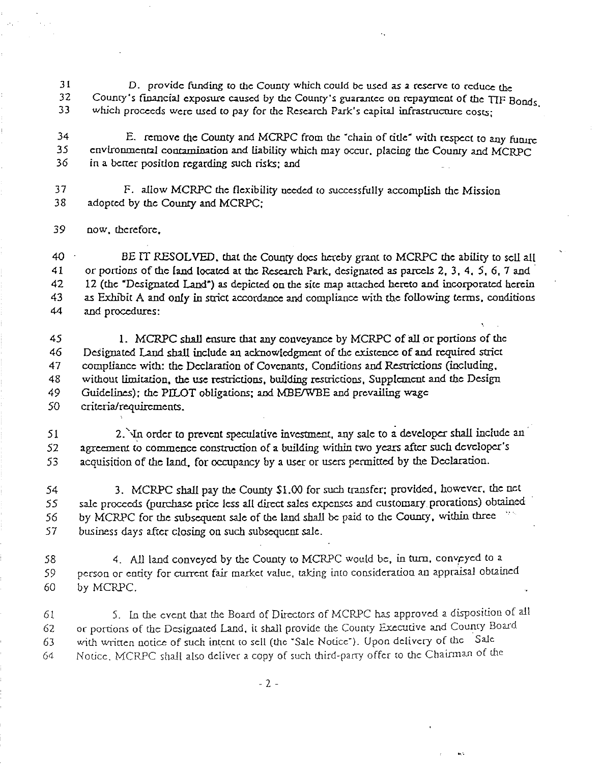D. provide funding to the County which could be used as a reserve to reduce the County's financial exposure caused by the County's guarantee on repayment of the TIF Bonds, which proceeds were used to pay for the Research Park's capital infrastructure costs;

E. remove the County and MCRPC from the "chain of title" with respect to any future environmental contamination and liability which may occur, placing the County and MCRPC in a better position regarding such risks; and

F. allow MCRPC the flexibility needed to successfully accomplish the Mission adopted by the County and MCRPC;

now, therefore,

BE IT RESOLVED, that the County does hereby grant to MCRPC the ability to sell all or portions of the land located at the Research Park, designated as parcels 2, 3, 4, 5, 6, 7 and 12 (the "Designated Land") as depicted on the site map attached hereto and incorporated herein as Exhibit A and only in strict accordance and compliance with the following terms, conditions and procedures:

1. MCRPC shall ensure that any conveyance by MCRPC of all or portions of the Designated Land shall include an acknowledgment of the existence of and required strict compliance with: the Declaration of Covenants, Conditions and Restrictions (including, without limitation, the use restrictions, building restrictions, Supplement and the Design Guidelines); the PILOT obligations; and MBE/WBE and prevailing wage criteria/requirements.

2. In order to prevent speculative investment, any sale to a developer shall include an agreement to commence construction of a building within two years after such developer's acquisition of the land, for occupancy by a user or users permitted by the Declaration.

3. MCRPC shall pay the County $1.00 for such transfer; provided, however, the net sale proceeds (purchase price less all direct sales expenses and customary prorations) obtained by MCRPC for the subsequent sale of the land shall be paid to the County, within three business days after closing on such subsequent sale.

4. All land conveyed by the County to MCRPC would be, in turn, conveyed to a person or entity for current fair market value, taking into consideration an appraisal obtained by MCRPC.

5. In the event that the Board of Directors of MCRPC has approved a disposition of all or portions of the Designated Land, it shall provide the County Executive and County Board with written notice of such intent to sell (the "Sale Notice"). Upon delivery of the Sale Notice, MCRPC shall also deliver a copy of such third-party offer to the Chairman of the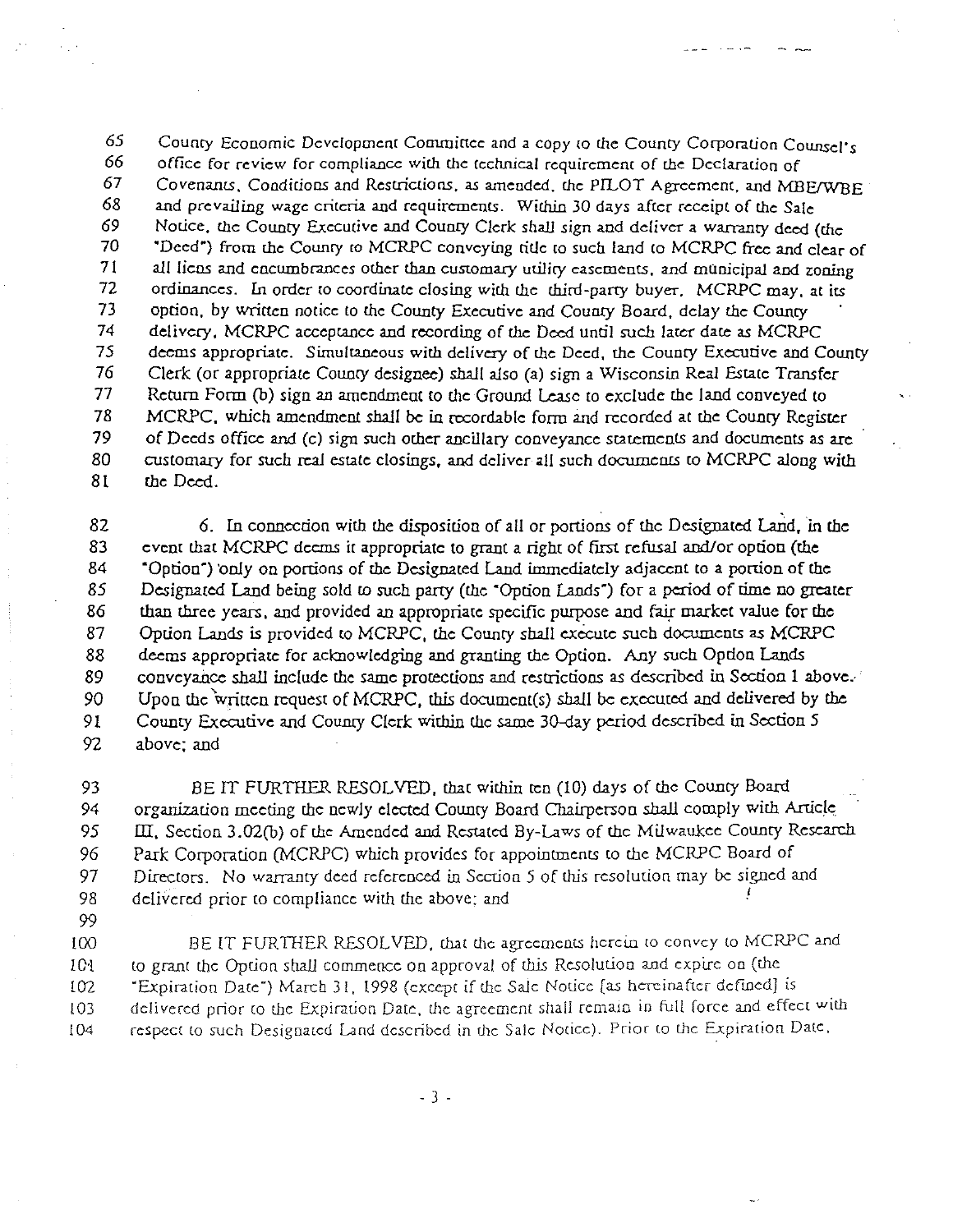65 County Economic Development Committee and a copy to the County Corporation Counsel's
66 office for review for compliance with the technical requirement of the Declaration of
67 Covenants, Conditions and Restrictions, as amended, the PILOT Agreement, and MBE/WBE
68 and prevailing wage criteria and requirements. Within 30 days after receipt of the Sale
69 Notice, the County Executive and County Clerk shall sign and deliver a warranty deed (the
70 "Deed") from the County to MCRPC conveying title to such land to MCRPC free and clear of
71 all liens and encumbrances other than customary utility easements, and municipal and zoning
72 ordinances. In order to coordinate closing with the third-party buyer, MCRPC may, at its
73 option, by written notice to the County Executive and County Board, delay the County
74 delivery, MCRPC acceptance and recording of the Deed until such later date as MCRPC
75 deems appropriate. Simultaneous with delivery of the Deed, the County Executive and County
76 Clerk (or appropriate County designee) shall also (a) sign a Wisconsin Real Estate Transfer
77 Return Form (b) sign an amendment to the Ground Lease to exclude the land conveyed to
78 MCRPC, which amendment shall be in recordable form and recorded at the County Register
79 of Deeds office and (c) sign such other ancillary conveyance statements and documents as are
80 customary for such real estate closings, and deliver all such documents to MCRPC along with
81 the Deed.

82 6. In connection with the disposition of all or portions of the Designated Land, in the
83 event that MCRPC deems it appropriate to grant a right of first refusal and/or option (the
84 "Option") only on portions of the Designated Land immediately adjacent to a portion of the
85 Designated Land being sold to such party (the "Option Lands") for a period of time no greater
86 than three years, and provided an appropriate specific purpose and fair market value for the
87 Option Lands is provided to MCRPC, the County shall execute such documents as MCRPC
88 deems appropriate for acknowledging and granting the Option. Any such Option Lands
89 conveyance shall include the same protections and restrictions as described in Section 1 above.
90 Upon the written request of MCRPC, this document(s) shall be executed and delivered by the
91 County Executive and County Clerk within the same 30-day period described in Section 5
92 above; and

93 BE IT FURTHER RESOLVED, that within ten (10) days of the County Board
94 organization meeting the newly elected County Board Chairperson shall comply with Article
95 III, Section 3.02(b) of the Amended and Restated By-Laws of the Milwaukee County Research
96 Park Corporation (MCRPC) which provides for appointments to the MCRPC Board of
97 Directors. No warranty deed referenced in Section 5 of this resolution may be signed and
98 delivered prior to compliance with the above; and
99
100 BE IT FURTHER RESOLVED, that the agreements herein to convey to MCRPC and
101 to grant the Option shall commence on approval of this Resolution and expire on (the
102 "Expiration Date") March 31, 1998 (except if the Sale Notice [as hereinafter defined] is
103 delivered prior to the Expiration Date, the agreement shall remain in full force and effect with
104 respect to such Designated Land described in the Sale Notice). Prior to the Expiration Date,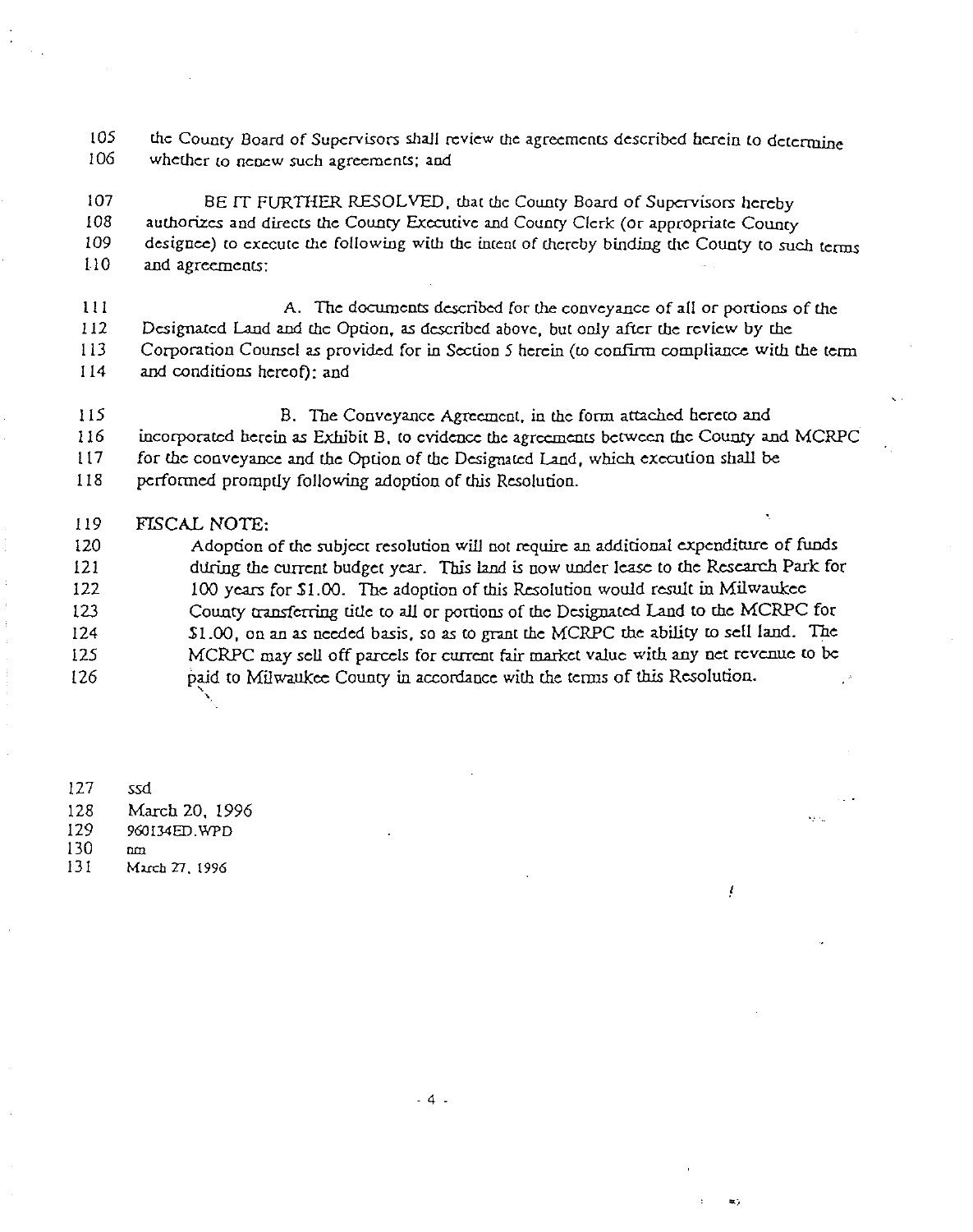105 the County Board of Supervisors shall review the agreements described herein to determine
106 whether to renew such agreements; and

107 BE IT FURTHER RESOLVED, that the County Board of Supervisors hereby
108 authorizes and directs the County Executive and County Clerk (or appropriate County
109 designee) to execute the following with the intent of thereby binding the County to such terms
110 and agreements:

111 A. The documents described for the conveyance of all or portions of the
112 Designated Land and the Option, as described above, but only after the review by the
113 Corporation Counsel as provided for in Section 5 herein (to confirm compliance with the term
114 and conditions hereof): and

115 B. The Conveyance Agreement, in the form attached hereto and
116 incorporated herein as Exhibit B, to evidence the agreements between the County and MCRPC
117 for the conveyance and the Option of the Designated Land, which execution shall be
118 performed promptly following adoption of this Resolution.

119 FISCAL NOTE:
120 Adoption of the subject resolution will not require an additional expenditure of funds
121 during the current budget year. This land is now under lease to the Research Park for
122 100 years for $1.00. The adoption of this Resolution would result in Milwaukee
123 County transferring title to all or portions of the Designated Land to the MCRPC for
124 $1.00, on an as needed basis, so as to grant the MCRPC the ability to sell land. The
125 MCRPC may sell off parcels for current fair market value with any net revenue to be
126 paid to Milwaukee County in accordance with the terms of this Resolution.

127 ssd
128 March 20, 1996
129 960134ED.WPD
130 nm
131 March 27, 1996